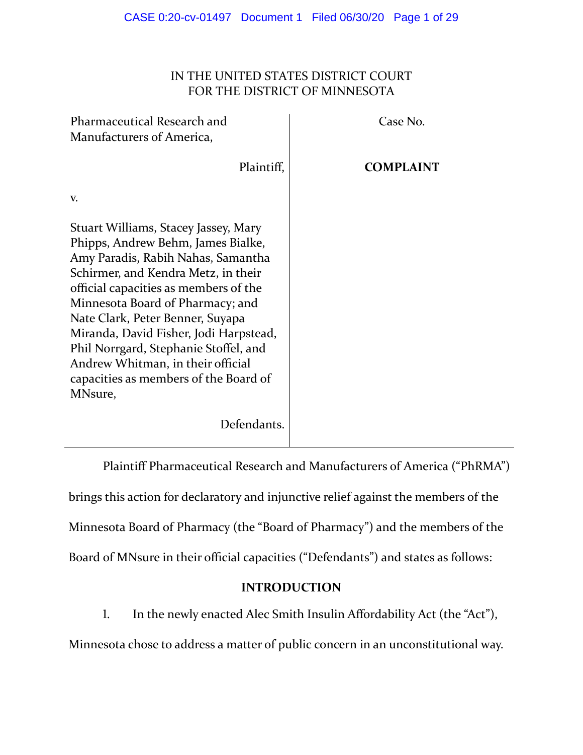IN THE UNITED STATES DISTRICT COURT
FOR THE DISTRICT OF MINNESOTA

| | |
|---|---|
| Pharmaceutical Research and Manufacturers of America,<br><br>Plaintiff,<br><br>v.<br><br>Stuart Williams, Stacey Jassey, Mary Phipps, Andrew Behm, James Bialke, Amy Paradis, Rabih Nahas, Samantha Schirmer, and Kendra Metz, in their official capacities as members of the Minnesota Board of Pharmacy; and Nate Clark, Peter Benner, Suyapa Miranda, David Fisher, Jodi Harpstead, Phil Norrgard, Stephanie Stoffel, and Andrew Whitman, in their official capacities as members of the Board of MNsure,<br><br>Defendants. | Case No.<br><br>**COMPLAINT** |

Plaintiff Pharmaceutical Research and Manufacturers of America ("PhRMA") brings this action for declaratory and injunctive relief against the members of the Minnesota Board of Pharmacy (the "Board of Pharmacy") and the members of the Board of MNsure in their official capacities ("Defendants") and states as follows:

## INTRODUCTION

1. In the newly enacted Alec Smith Insulin Affordability Act (the "Act"), Minnesota chose to address a matter of public concern in an unconstitutional way.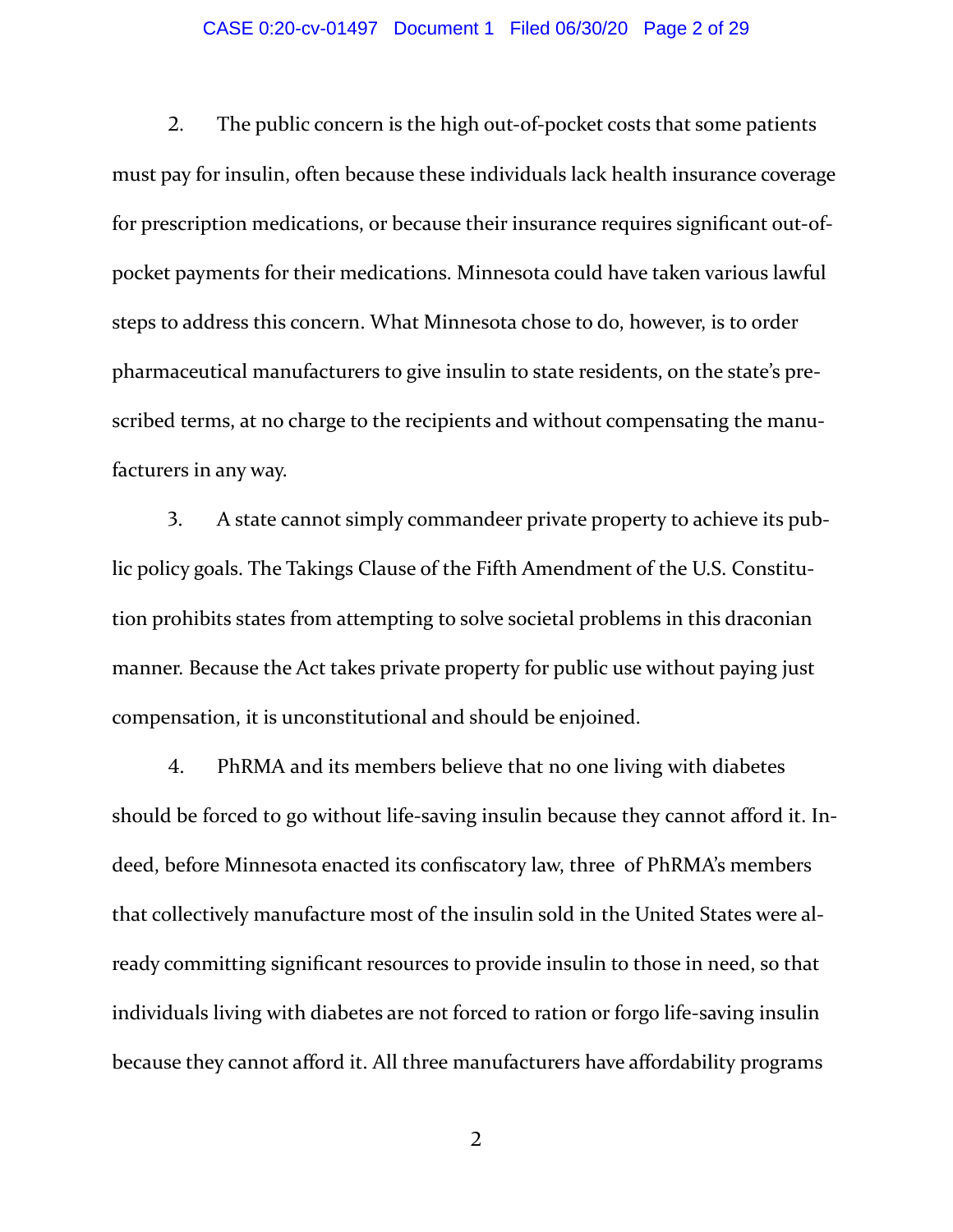2. The public concern is the high out-of-pocket costs that some patients must pay for insulin, often because these individuals lack health insurance coverage for prescription medications, or because their insurance requires significant out-of-pocket payments for their medications. Minnesota could have taken various lawful steps to address this concern. What Minnesota chose to do, however, is to order pharmaceutical manufacturers to give insulin to state residents, on the state's prescribed terms, at no charge to the recipients and without compensating the manufacturers in any way.

3. A state cannot simply commandeer private property to achieve its public policy goals. The Takings Clause of the Fifth Amendment of the U.S. Constitution prohibits states from attempting to solve societal problems in this draconian manner. Because the Act takes private property for public use without paying just compensation, it is unconstitutional and should be enjoined.

4. PhRMA and its members believe that no one living with diabetes should be forced to go without life-saving insulin because they cannot afford it. Indeed, before Minnesota enacted its confiscatory law, three of PhRMA's members that collectively manufacture most of the insulin sold in the United States were already committing significant resources to provide insulin to those in need, so that individuals living with diabetes are not forced to ration or forgo life-saving insulin because they cannot afford it. All three manufacturers have affordability programs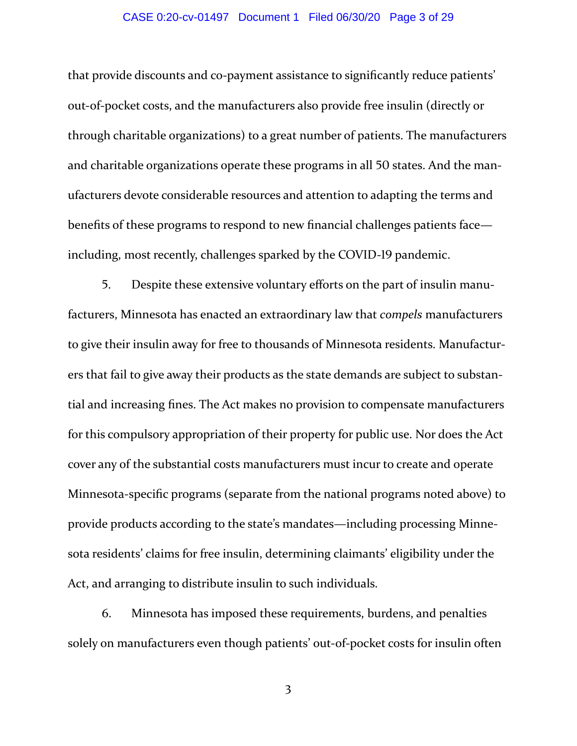that provide discounts and co-payment assistance to significantly reduce patients' out-of-pocket costs, and the manufacturers also provide free insulin (directly or through charitable organizations) to a great number of patients. The manufacturers and charitable organizations operate these programs in all 50 states. And the manufacturers devote considerable resources and attention to adapting the terms and benefits of these programs to respond to new financial challenges patients face—including, most recently, challenges sparked by the COVID-19 pandemic.

5. Despite these extensive voluntary efforts on the part of insulin manufacturers, Minnesota has enacted an extraordinary law that *compels* manufacturers to give their insulin away for free to thousands of Minnesota residents. Manufacturers that fail to give away their products as the state demands are subject to substantial and increasing fines. The Act makes no provision to compensate manufacturers for this compulsory appropriation of their property for public use. Nor does the Act cover any of the substantial costs manufacturers must incur to create and operate Minnesota-specific programs (separate from the national programs noted above) to provide products according to the state's mandates—including processing Minnesota residents' claims for free insulin, determining claimants' eligibility under the Act, and arranging to distribute insulin to such individuals.

6. Minnesota has imposed these requirements, burdens, and penalties solely on manufacturers even though patients' out-of-pocket costs for insulin often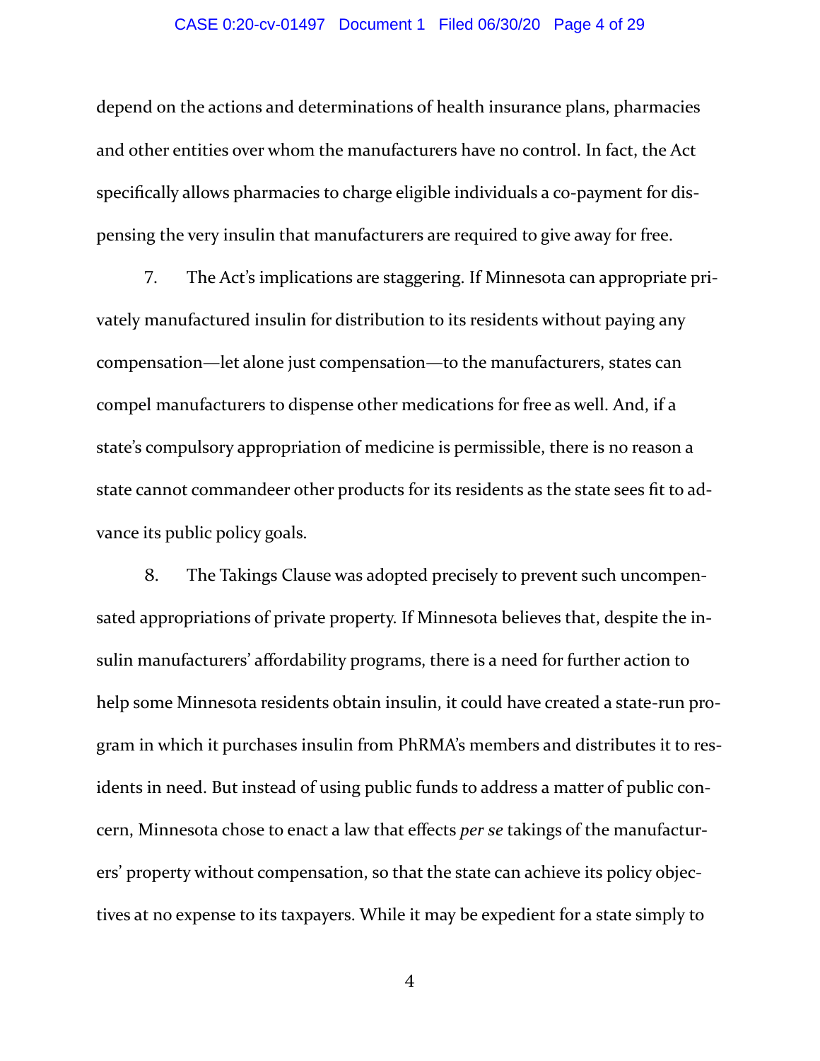depend on the actions and determinations of health insurance plans, pharmacies and other entities over whom the manufacturers have no control. In fact, the Act specifically allows pharmacies to charge eligible individuals a co-payment for dispensing the very insulin that manufacturers are required to give away for free.

7. The Act's implications are staggering. If Minnesota can appropriate privately manufactured insulin for distribution to its residents without paying any compensation—let alone just compensation—to the manufacturers, states can compel manufacturers to dispense other medications for free as well. And, if a state's compulsory appropriation of medicine is permissible, there is no reason a state cannot commandeer other products for its residents as the state sees fit to advance its public policy goals.

8. The Takings Clause was adopted precisely to prevent such uncompensated appropriations of private property. If Minnesota believes that, despite the insulin manufacturers' affordability programs, there is a need for further action to help some Minnesota residents obtain insulin, it could have created a state-run program in which it purchases insulin from PhRMA's members and distributes it to residents in need. But instead of using public funds to address a matter of public concern, Minnesota chose to enact a law that effects *per se* takings of the manufacturers' property without compensation, so that the state can achieve its policy objectives at no expense to its taxpayers. While it may be expedient for a state simply to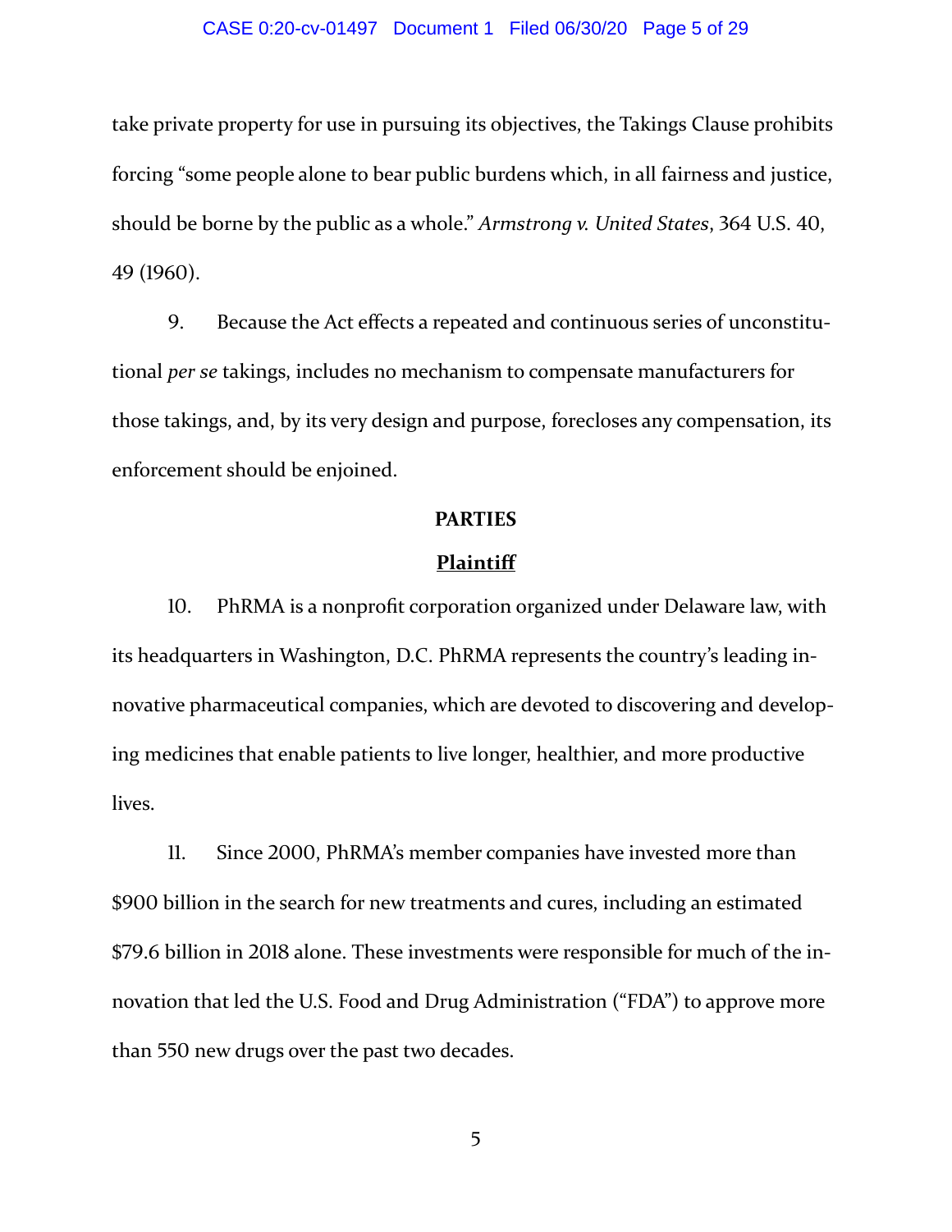take private property for use in pursuing its objectives, the Takings Clause prohibits forcing "some people alone to bear public burdens which, in all fairness and justice, should be borne by the public as a whole." *Armstrong v. United States*, 364 U.S. 40, 49 (1960).

9. Because the Act effects a repeated and continuous series of unconstitutional *per se* takings, includes no mechanism to compensate manufacturers for those takings, and, by its very design and purpose, forecloses any compensation, its enforcement should be enjoined.

## PARTIES

### Plaintiff

10. PhRMA is a nonprofit corporation organized under Delaware law, with its headquarters in Washington, D.C. PhRMA represents the country's leading innovative pharmaceutical companies, which are devoted to discovering and developing medicines that enable patients to live longer, healthier, and more productive lives.

11. Since 2000, PhRMA's member companies have invested more than $900 billion in the search for new treatments and cures, including an estimated $79.6 billion in 2018 alone. These investments were responsible for much of the innovation that led the U.S. Food and Drug Administration ("FDA") to approve more than 550 new drugs over the past two decades.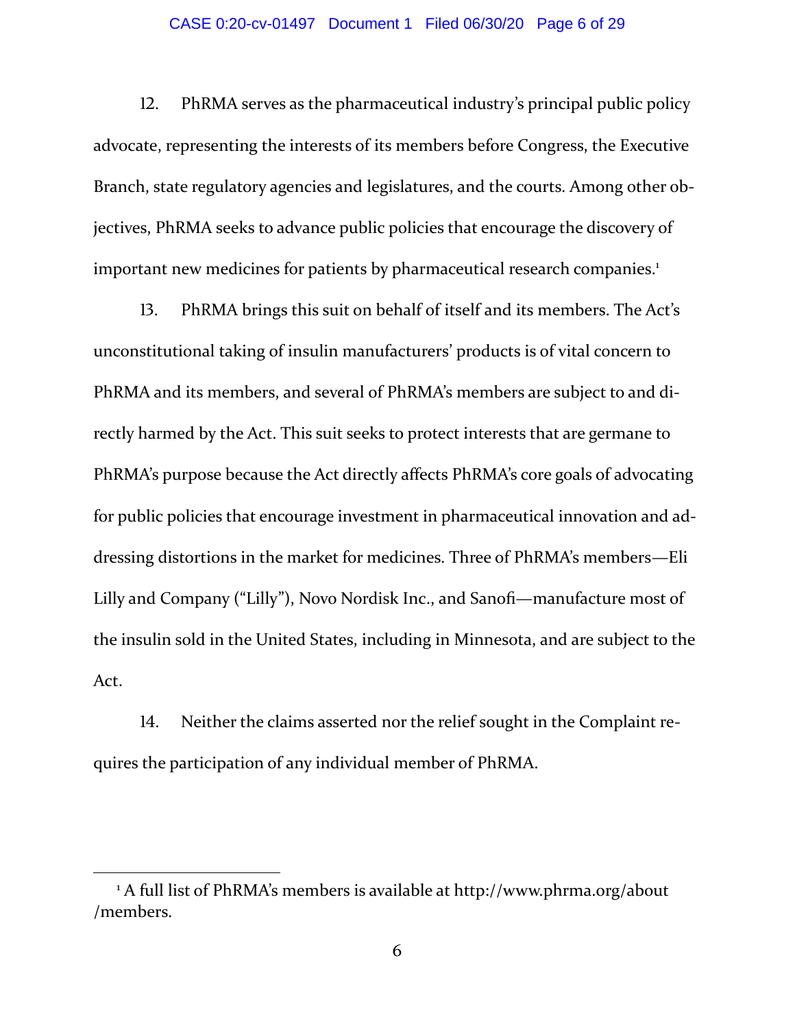12. PhRMA serves as the pharmaceutical industry's principal public policy advocate, representing the interests of its members before Congress, the Executive Branch, state regulatory agencies and legislatures, and the courts. Among other objectives, PhRMA seeks to advance public policies that encourage the discovery of important new medicines for patients by pharmaceutical research companies.[1]

13. PhRMA brings this suit on behalf of itself and its members. The Act's unconstitutional taking of insulin manufacturers' products is of vital concern to PhRMA and its members, and several of PhRMA's members are subject to and directly harmed by the Act. This suit seeks to protect interests that are germane to PhRMA's purpose because the Act directly affects PhRMA's core goals of advocating for public policies that encourage investment in pharmaceutical innovation and addressing distortions in the market for medicines. Three of PhRMA's members—Eli Lilly and Company ("Lilly"), Novo Nordisk Inc., and Sanofi—manufacture most of the insulin sold in the United States, including in Minnesota, and are subject to the Act.

14. Neither the claims asserted nor the relief sought in the Complaint requires the participation of any individual member of PhRMA.

---

[1] A full list of PhRMA's members is available at http://www.phrma.org/about/members.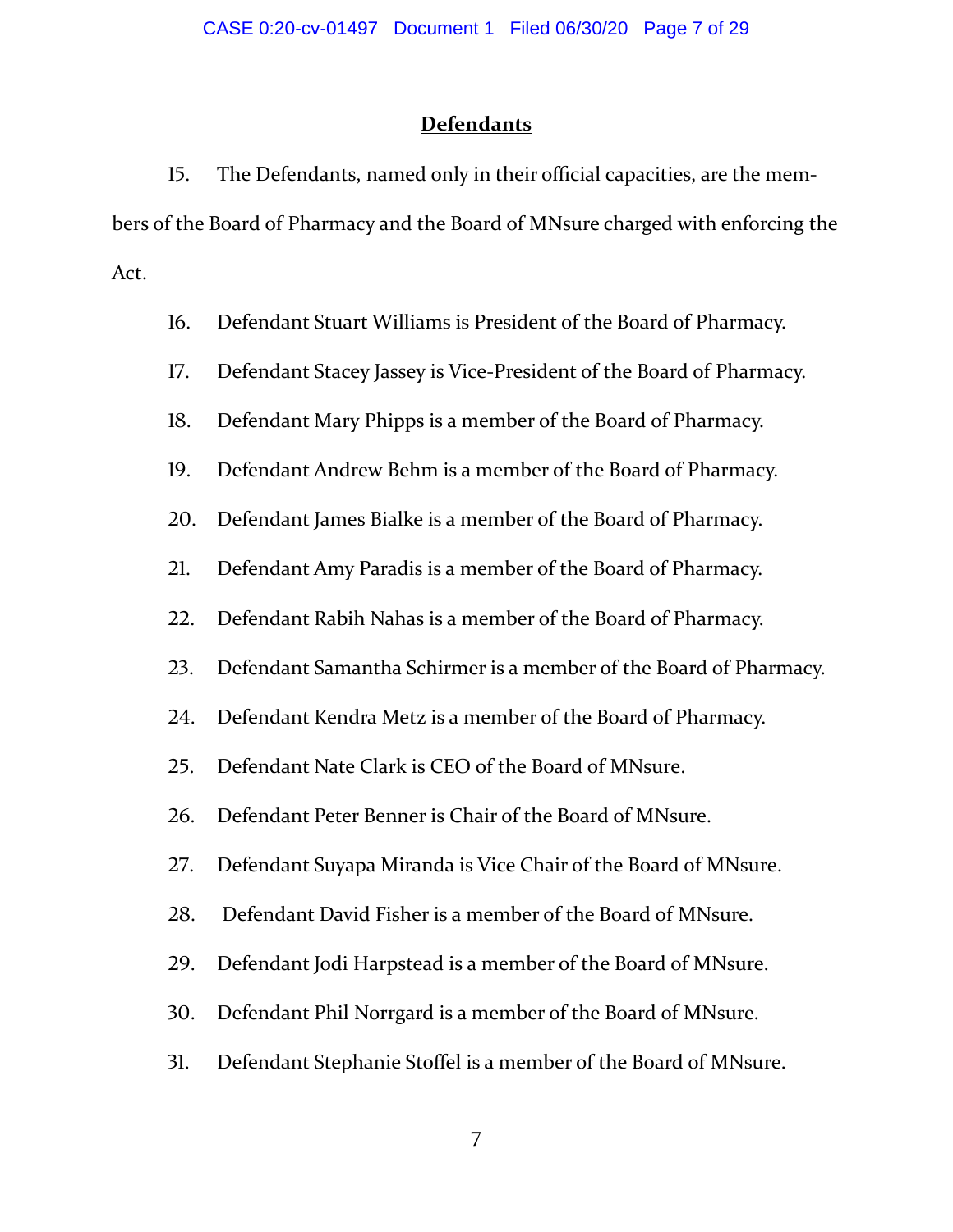## Defendants

15. The Defendants, named only in their official capacities, are the members of the Board of Pharmacy and the Board of MNsure charged with enforcing the Act.

16. Defendant Stuart Williams is President of the Board of Pharmacy.

17. Defendant Stacey Jassey is Vice-President of the Board of Pharmacy.

18. Defendant Mary Phipps is a member of the Board of Pharmacy.

19. Defendant Andrew Behm is a member of the Board of Pharmacy.

20. Defendant James Bialke is a member of the Board of Pharmacy.

21. Defendant Amy Paradis is a member of the Board of Pharmacy.

22. Defendant Rabih Nahas is a member of the Board of Pharmacy.

23. Defendant Samantha Schirmer is a member of the Board of Pharmacy.

24. Defendant Kendra Metz is a member of the Board of Pharmacy.

25. Defendant Nate Clark is CEO of the Board of MNsure.

26. Defendant Peter Benner is Chair of the Board of MNsure.

27. Defendant Suyapa Miranda is Vice Chair of the Board of MNsure.

28. Defendant David Fisher is a member of the Board of MNsure.

29. Defendant Jodi Harpstead is a member of the Board of MNsure.

30. Defendant Phil Norrgard is a member of the Board of MNsure.

31. Defendant Stephanie Stoffel is a member of the Board of MNsure.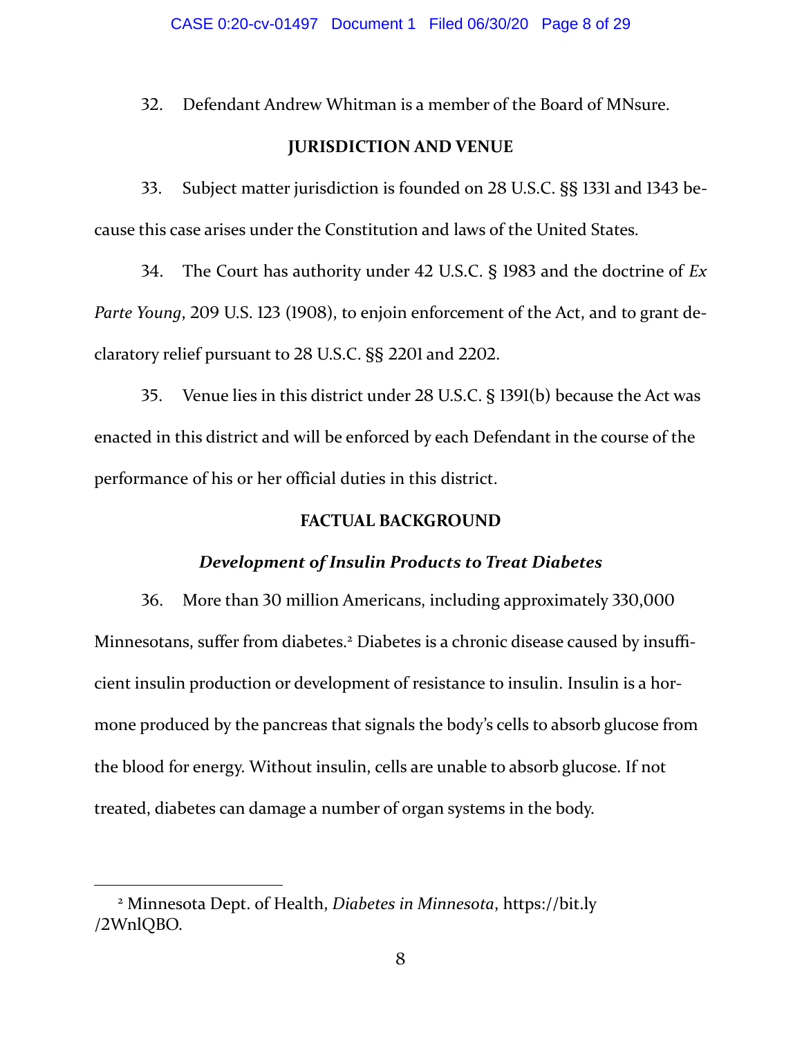32. Defendant Andrew Whitman is a member of the Board of MNsure.

## JURISDICTION AND VENUE

33. Subject matter jurisdiction is founded on 28 U.S.C. §§ 1331 and 1343 because this case arises under the Constitution and laws of the United States.

34. The Court has authority under 42 U.S.C. § 1983 and the doctrine of *Ex Parte Young*, 209 U.S. 123 (1908), to enjoin enforcement of the Act, and to grant declaratory relief pursuant to 28 U.S.C. §§ 2201 and 2202.

35. Venue lies in this district under 28 U.S.C. § 1391(b) because the Act was enacted in this district and will be enforced by each Defendant in the course of the performance of his or her official duties in this district.

## FACTUAL BACKGROUND

### *Development of Insulin Products to Treat Diabetes*

36. More than 30 million Americans, including approximately 330,000 Minnesotans, suffer from diabetes.[2] Diabetes is a chronic disease caused by insufficient insulin production or development of resistance to insulin. Insulin is a hormone produced by the pancreas that signals the body's cells to absorb glucose from the blood for energy. Without insulin, cells are unable to absorb glucose. If not treated, diabetes can damage a number of organ systems in the body.

---

[2] Minnesota Dept. of Health, *Diabetes in Minnesota*, https://bit.ly/2WnlQBO.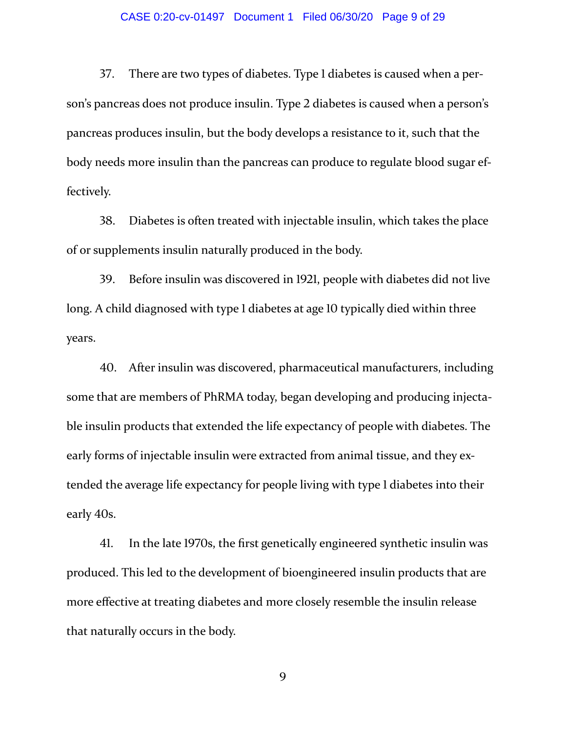37. There are two types of diabetes. Type 1 diabetes is caused when a person's pancreas does not produce insulin. Type 2 diabetes is caused when a person's pancreas produces insulin, but the body develops a resistance to it, such that the body needs more insulin than the pancreas can produce to regulate blood sugar effectively.

38. Diabetes is often treated with injectable insulin, which takes the place of or supplements insulin naturally produced in the body.

39. Before insulin was discovered in 1921, people with diabetes did not live long. A child diagnosed with type 1 diabetes at age 10 typically died within three years.

40. After insulin was discovered, pharmaceutical manufacturers, including some that are members of PhRMA today, began developing and producing injectable insulin products that extended the life expectancy of people with diabetes. The early forms of injectable insulin were extracted from animal tissue, and they extended the average life expectancy for people living with type 1 diabetes into their early 40s.

41. In the late 1970s, the first genetically engineered synthetic insulin was produced. This led to the development of bioengineered insulin products that are more effective at treating diabetes and more closely resemble the insulin release that naturally occurs in the body.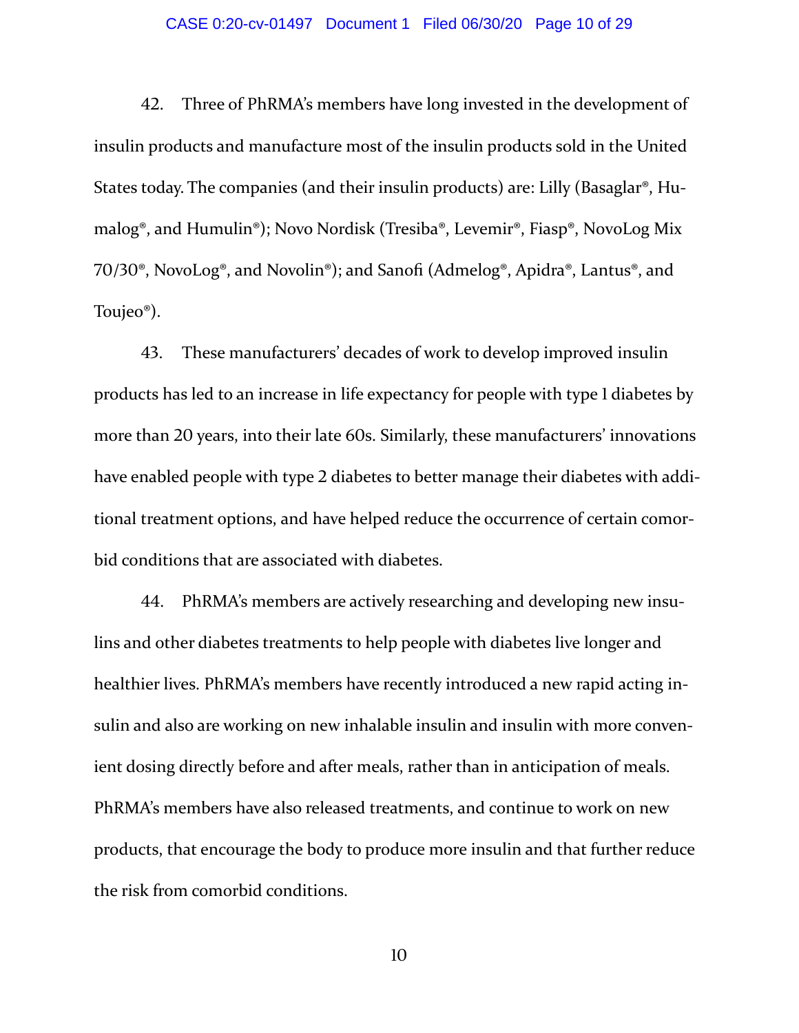42. Three of PhRMA's members have long invested in the development of insulin products and manufacture most of the insulin products sold in the United States today. The companies (and their insulin products) are: Lilly (Basaglar®, Humalog®, and Humulin®); Novo Nordisk (Tresiba®, Levemir®, Fiasp®, NovoLog Mix 70/30®, NovoLog®, and Novolin®); and Sanofi (Admelog®, Apidra®, Lantus®, and Toujeo®).

43. These manufacturers' decades of work to develop improved insulin products has led to an increase in life expectancy for people with type 1 diabetes by more than 20 years, into their late 60s. Similarly, these manufacturers' innovations have enabled people with type 2 diabetes to better manage their diabetes with additional treatment options, and have helped reduce the occurrence of certain comorbid conditions that are associated with diabetes.

44. PhRMA's members are actively researching and developing new insulins and other diabetes treatments to help people with diabetes live longer and healthier lives. PhRMA's members have recently introduced a new rapid acting insulin and also are working on new inhalable insulin and insulin with more convenient dosing directly before and after meals, rather than in anticipation of meals. PhRMA's members have also released treatments, and continue to work on new products, that encourage the body to produce more insulin and that further reduce the risk from comorbid conditions.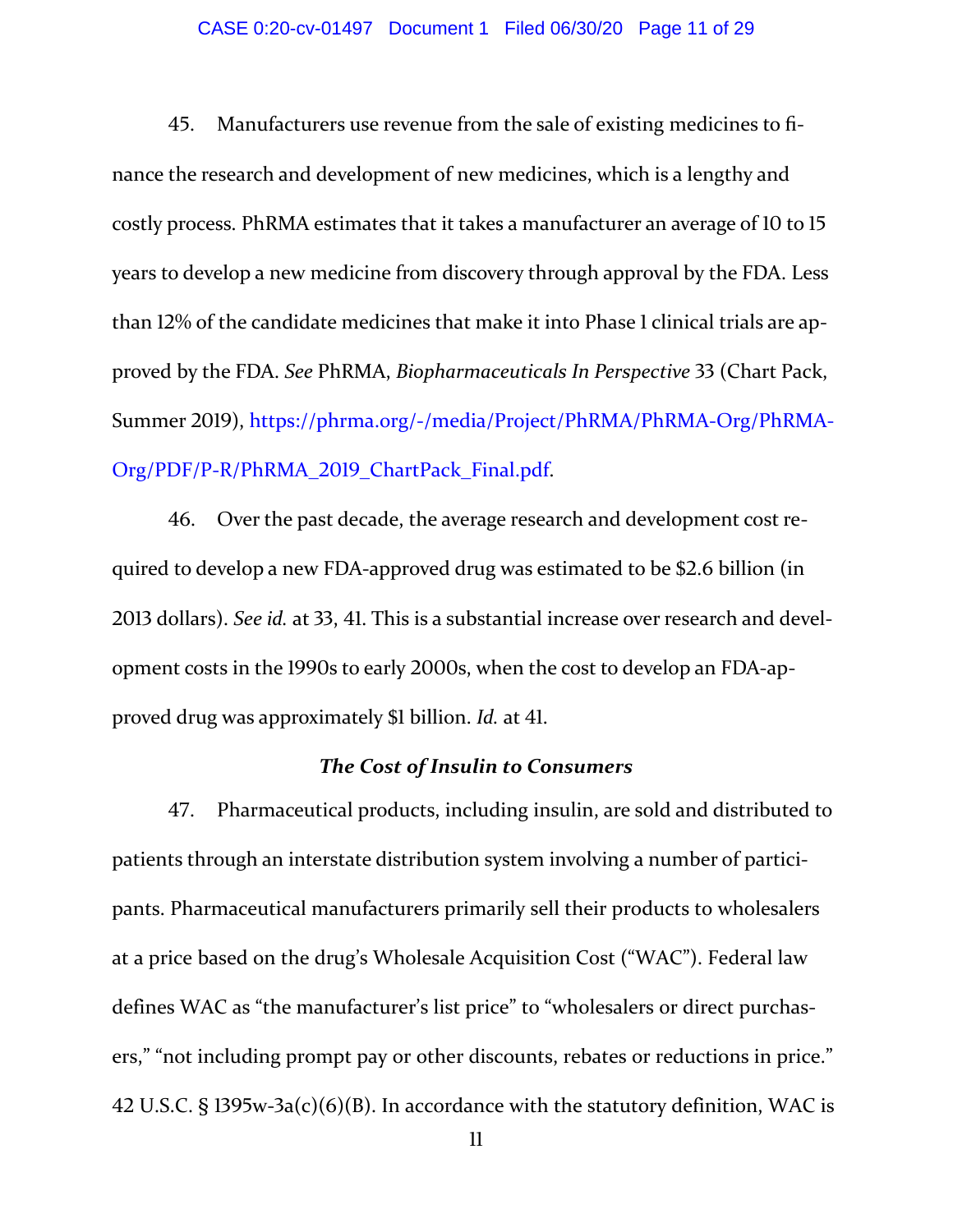45. Manufacturers use revenue from the sale of existing medicines to finance the research and development of new medicines, which is a lengthy and costly process. PhRMA estimates that it takes a manufacturer an average of 10 to 15 years to develop a new medicine from discovery through approval by the FDA. Less than 12% of the candidate medicines that make it into Phase 1 clinical trials are approved by the FDA. *See* PhRMA, *Biopharmaceuticals In Perspective* 33 (Chart Pack, Summer 2019), https://phrma.org/-/media/Project/PhRMA/PhRMA-Org/PhRMA-Org/PDF/P-R/PhRMA_2019_ChartPack_Final.pdf.

46. Over the past decade, the average research and development cost required to develop a new FDA-approved drug was estimated to be $2.6 billion (in 2013 dollars). *See id.* at 33, 41. This is a substantial increase over research and development costs in the 1990s to early 2000s, when the cost to develop an FDA-approved drug was approximately $1 billion. *Id.* at 41.

### *The Cost of Insulin to Consumers*

47. Pharmaceutical products, including insulin, are sold and distributed to patients through an interstate distribution system involving a number of participants. Pharmaceutical manufacturers primarily sell their products to wholesalers at a price based on the drug's Wholesale Acquisition Cost ("WAC"). Federal law defines WAC as "the manufacturer's list price" to "wholesalers or direct purchasers," "not including prompt pay or other discounts, rebates or reductions in price." 42 U.S.C. § 1395w-3a(c)(6)(B). In accordance with the statutory definition, WAC is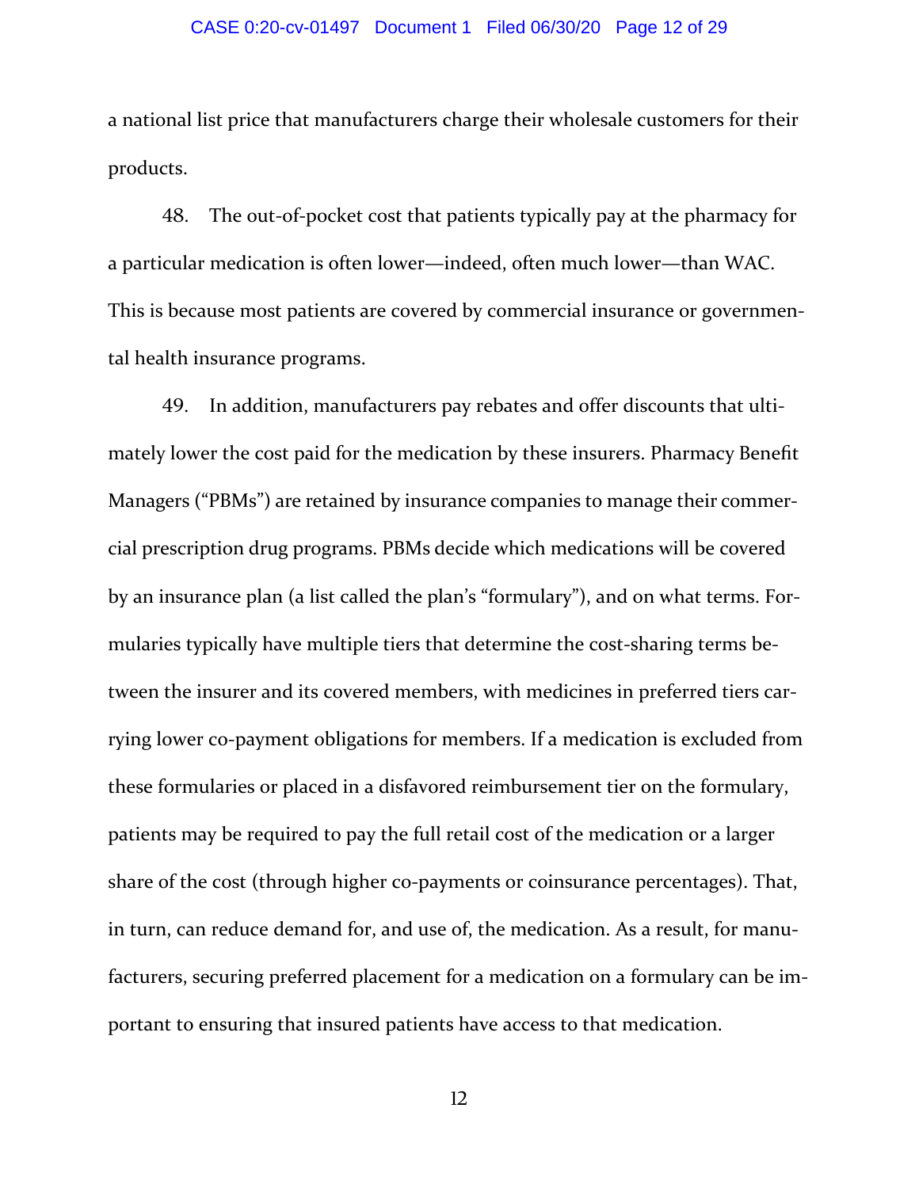a national list price that manufacturers charge their wholesale customers for their products.

48. The out-of-pocket cost that patients typically pay at the pharmacy for a particular medication is often lower—indeed, often much lower—than WAC. This is because most patients are covered by commercial insurance or governmental health insurance programs.

49. In addition, manufacturers pay rebates and offer discounts that ultimately lower the cost paid for the medication by these insurers. Pharmacy Benefit Managers ("PBMs") are retained by insurance companies to manage their commercial prescription drug programs. PBMs decide which medications will be covered by an insurance plan (a list called the plan's "formulary"), and on what terms. Formularies typically have multiple tiers that determine the cost-sharing terms between the insurer and its covered members, with medicines in preferred tiers carrying lower co-payment obligations for members. If a medication is excluded from these formularies or placed in a disfavored reimbursement tier on the formulary, patients may be required to pay the full retail cost of the medication or a larger share of the cost (through higher co-payments or coinsurance percentages). That, in turn, can reduce demand for, and use of, the medication. As a result, for manufacturers, securing preferred placement for a medication on a formulary can be important to ensuring that insured patients have access to that medication.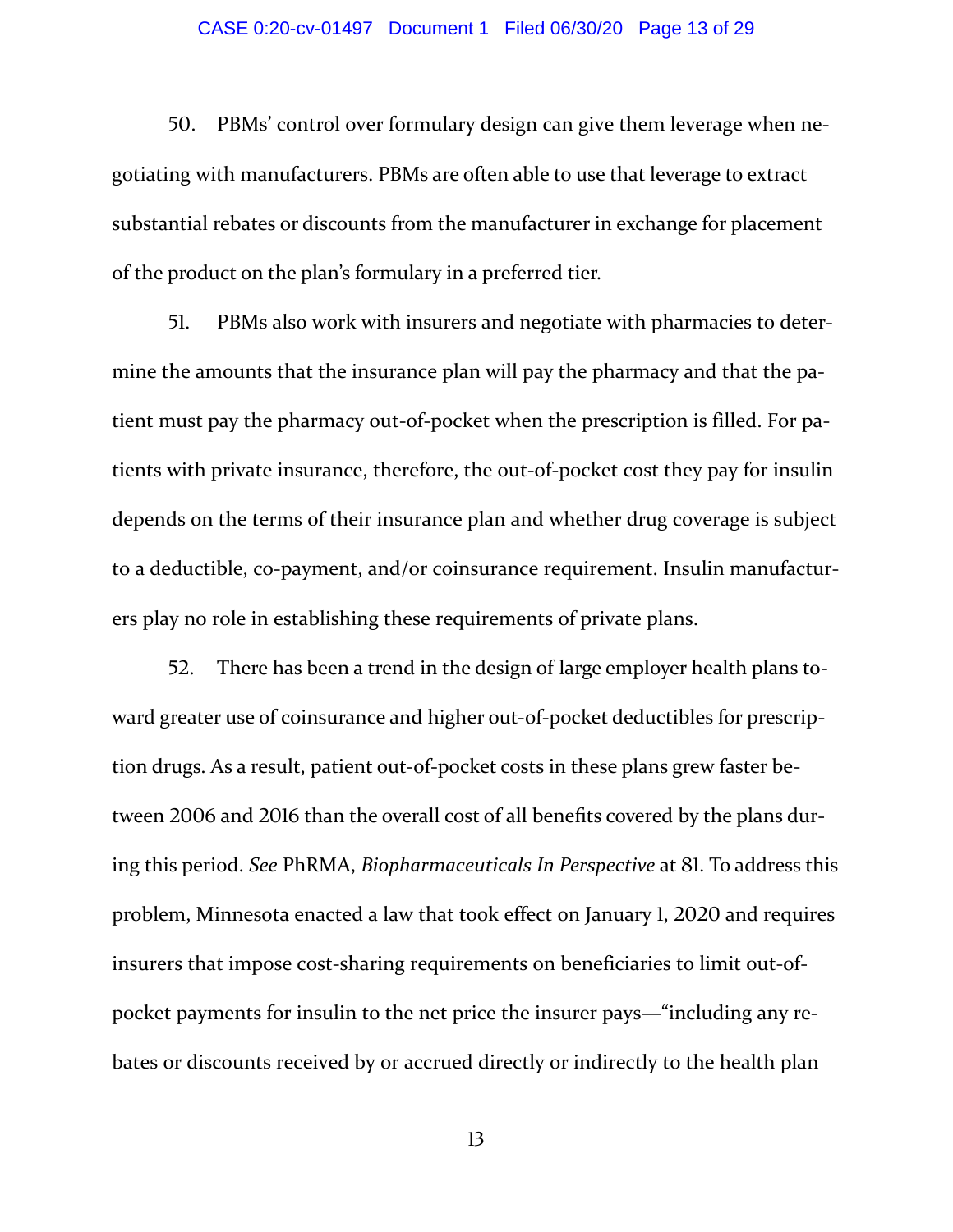50. PBMs' control over formulary design can give them leverage when negotiating with manufacturers. PBMs are often able to use that leverage to extract substantial rebates or discounts from the manufacturer in exchange for placement of the product on the plan's formulary in a preferred tier.

51. PBMs also work with insurers and negotiate with pharmacies to determine the amounts that the insurance plan will pay the pharmacy and that the patient must pay the pharmacy out-of-pocket when the prescription is filled. For patients with private insurance, therefore, the out-of-pocket cost they pay for insulin depends on the terms of their insurance plan and whether drug coverage is subject to a deductible, co-payment, and/or coinsurance requirement. Insulin manufacturers play no role in establishing these requirements of private plans.

52. There has been a trend in the design of large employer health plans toward greater use of coinsurance and higher out-of-pocket deductibles for prescription drugs. As a result, patient out-of-pocket costs in these plans grew faster between 2006 and 2016 than the overall cost of all benefits covered by the plans during this period. *See* PhRMA, *Biopharmaceuticals In Perspective* at 81. To address this problem, Minnesota enacted a law that took effect on January 1, 2020 and requires insurers that impose cost-sharing requirements on beneficiaries to limit out-of-pocket payments for insulin to the net price the insurer pays—"including any rebates or discounts received by or accrued directly or indirectly to the health plan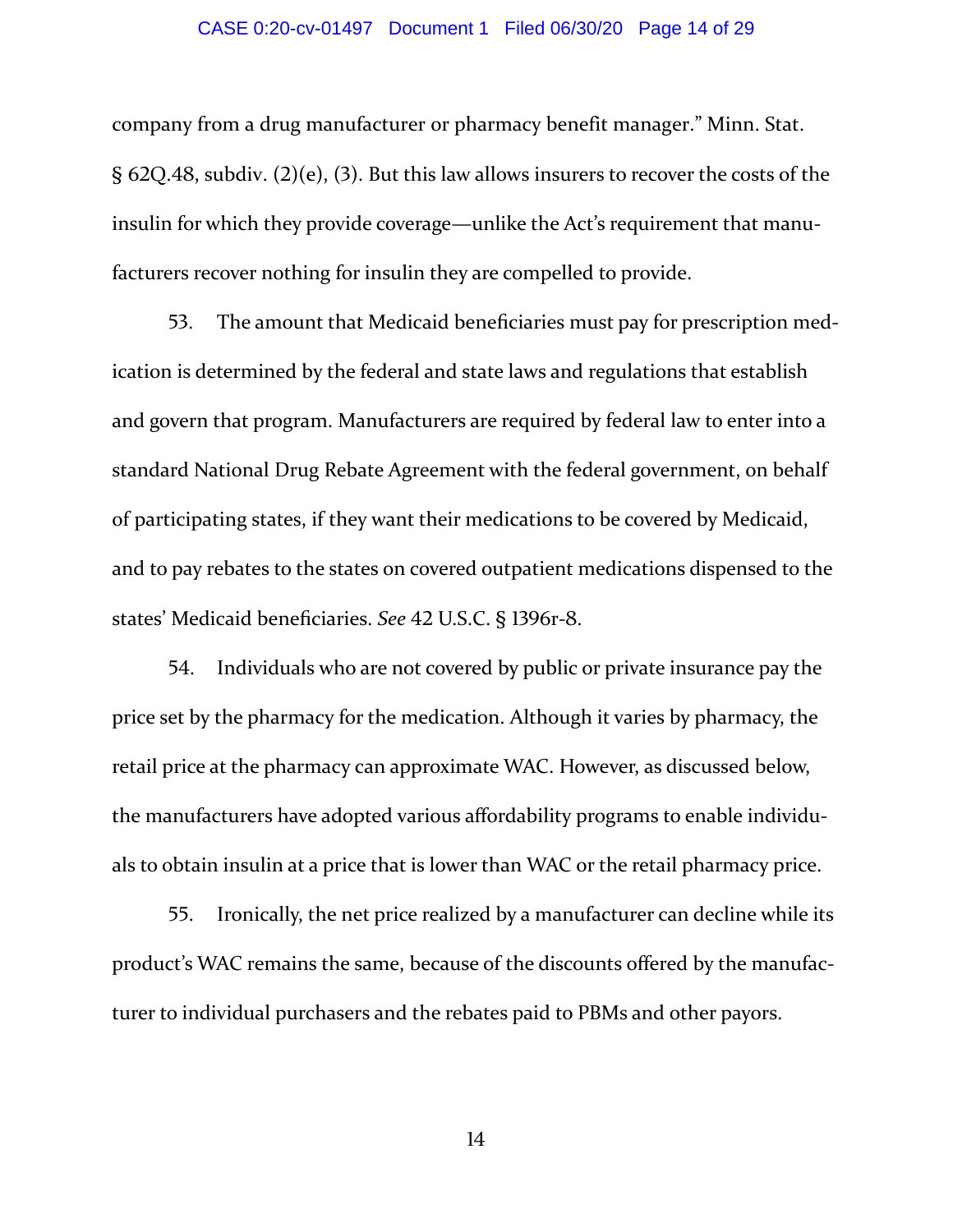company from a drug manufacturer or pharmacy benefit manager." Minn. Stat. § 62Q.48, subdiv. (2)(e), (3). But this law allows insurers to recover the costs of the insulin for which they provide coverage—unlike the Act's requirement that manufacturers recover nothing for insulin they are compelled to provide.

53. The amount that Medicaid beneficiaries must pay for prescription medication is determined by the federal and state laws and regulations that establish and govern that program. Manufacturers are required by federal law to enter into a standard National Drug Rebate Agreement with the federal government, on behalf of participating states, if they want their medications to be covered by Medicaid, and to pay rebates to the states on covered outpatient medications dispensed to the states' Medicaid beneficiaries. *See* 42 U.S.C. § 1396r-8.

54. Individuals who are not covered by public or private insurance pay the price set by the pharmacy for the medication. Although it varies by pharmacy, the retail price at the pharmacy can approximate WAC. However, as discussed below, the manufacturers have adopted various affordability programs to enable individuals to obtain insulin at a price that is lower than WAC or the retail pharmacy price.

55. Ironically, the net price realized by a manufacturer can decline while its product's WAC remains the same, because of the discounts offered by the manufacturer to individual purchasers and the rebates paid to PBMs and other payors.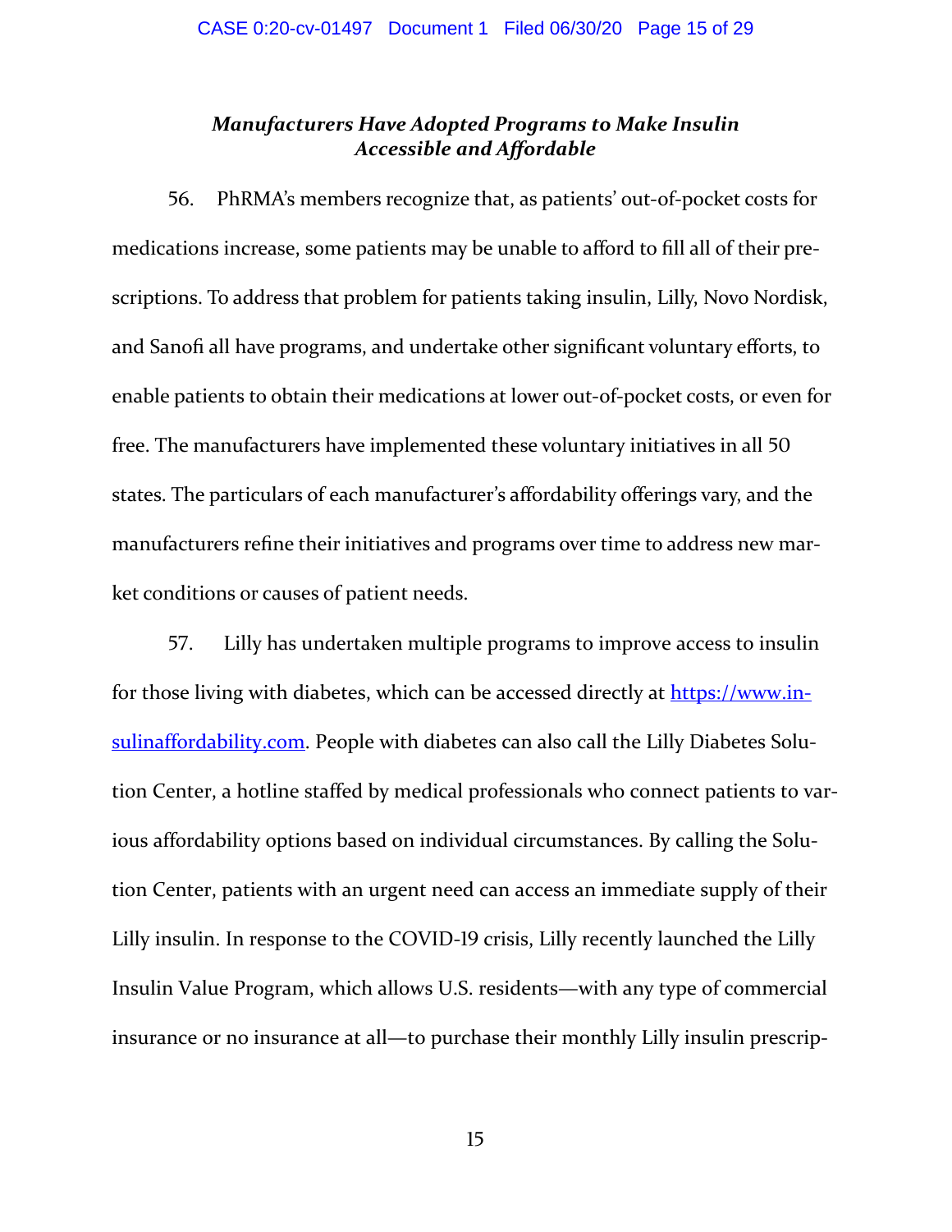***Manufacturers Have Adopted Programs to Make Insulin Accessible and Affordable***

56. PhRMA's members recognize that, as patients' out-of-pocket costs for medications increase, some patients may be unable to afford to fill all of their prescriptions. To address that problem for patients taking insulin, Lilly, Novo Nordisk, and Sanofi all have programs, and undertake other significant voluntary efforts, to enable patients to obtain their medications at lower out-of-pocket costs, or even for free. The manufacturers have implemented these voluntary initiatives in all 50 states. The particulars of each manufacturer's affordability offerings vary, and the manufacturers refine their initiatives and programs over time to address new market conditions or causes of patient needs.

57. Lilly has undertaken multiple programs to improve access to insulin for those living with diabetes, which can be accessed directly at [https://www.insulinaffordability.com](https://www.insulinaffordability.com). People with diabetes can also call the Lilly Diabetes Solution Center, a hotline staffed by medical professionals who connect patients to various affordability options based on individual circumstances. By calling the Solution Center, patients with an urgent need can access an immediate supply of their Lilly insulin. In response to the COVID-19 crisis, Lilly recently launched the Lilly Insulin Value Program, which allows U.S. residents—with any type of commercial insurance or no insurance at all—to purchase their monthly Lilly insulin prescrip-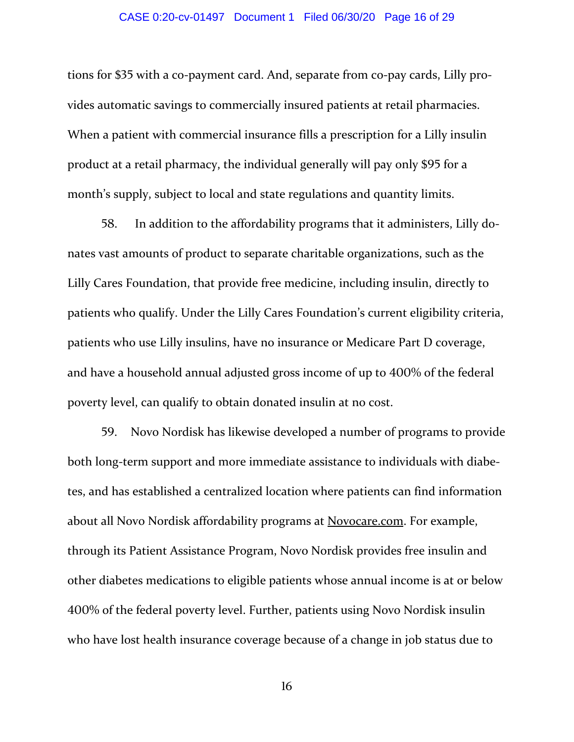tions for $35 with a co-payment card. And, separate from co-pay cards, Lilly provides automatic savings to commercially insured patients at retail pharmacies. When a patient with commercial insurance fills a prescription for a Lilly insulin product at a retail pharmacy, the individual generally will pay only $95 for a month's supply, subject to local and state regulations and quantity limits.

58. In addition to the affordability programs that it administers, Lilly donates vast amounts of product to separate charitable organizations, such as the Lilly Cares Foundation, that provide free medicine, including insulin, directly to patients who qualify. Under the Lilly Cares Foundation's current eligibility criteria, patients who use Lilly insulins, have no insurance or Medicare Part D coverage, and have a household annual adjusted gross income of up to 400% of the federal poverty level, can qualify to obtain donated insulin at no cost.

59. Novo Nordisk has likewise developed a number of programs to provide both long-term support and more immediate assistance to individuals with diabetes, and has established a centralized location where patients can find information about all Novo Nordisk affordability programs at Novocare.com. For example, through its Patient Assistance Program, Novo Nordisk provides free insulin and other diabetes medications to eligible patients whose annual income is at or below 400% of the federal poverty level. Further, patients using Novo Nordisk insulin who have lost health insurance coverage because of a change in job status due to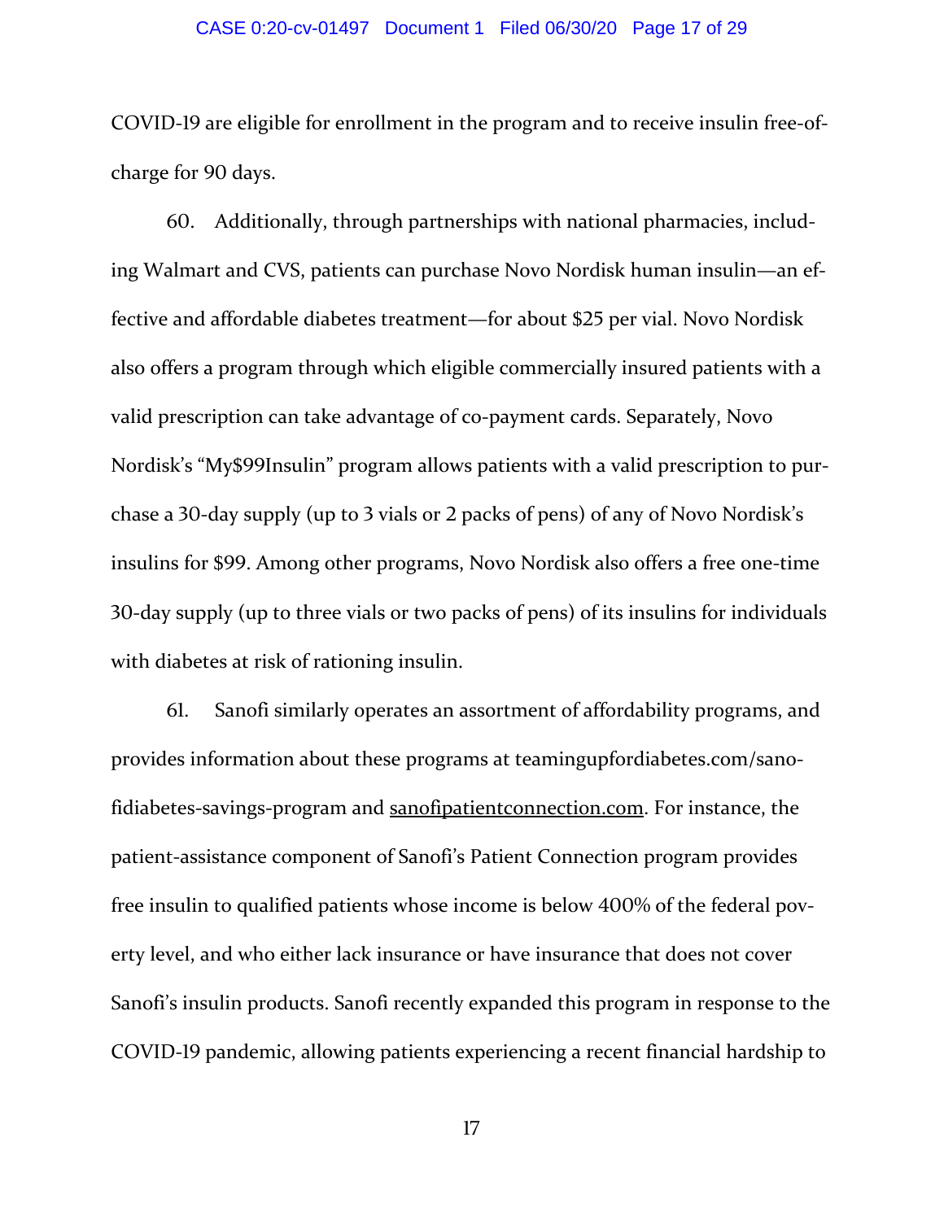COVID-19 are eligible for enrollment in the program and to receive insulin free-of-charge for 90 days.

60. Additionally, through partnerships with national pharmacies, including Walmart and CVS, patients can purchase Novo Nordisk human insulin—an effective and affordable diabetes treatment—for about $25 per vial. Novo Nordisk also offers a program through which eligible commercially insured patients with a valid prescription can take advantage of co-payment cards. Separately, Novo Nordisk's "My$99Insulin" program allows patients with a valid prescription to purchase a 30-day supply (up to 3 vials or 2 packs of pens) of any of Novo Nordisk's insulins for $99. Among other programs, Novo Nordisk also offers a free one-time 30-day supply (up to three vials or two packs of pens) of its insulins for individuals with diabetes at risk of rationing insulin.

61. Sanofi similarly operates an assortment of affordability programs, and provides information about these programs at teamingupfordiabetes.com/sanofidiabetes-savings-program and sanofipatientconnection.com. For instance, the patient-assistance component of Sanofi's Patient Connection program provides free insulin to qualified patients whose income is below 400% of the federal poverty level, and who either lack insurance or have insurance that does not cover Sanofi's insulin products. Sanofi recently expanded this program in response to the COVID-19 pandemic, allowing patients experiencing a recent financial hardship to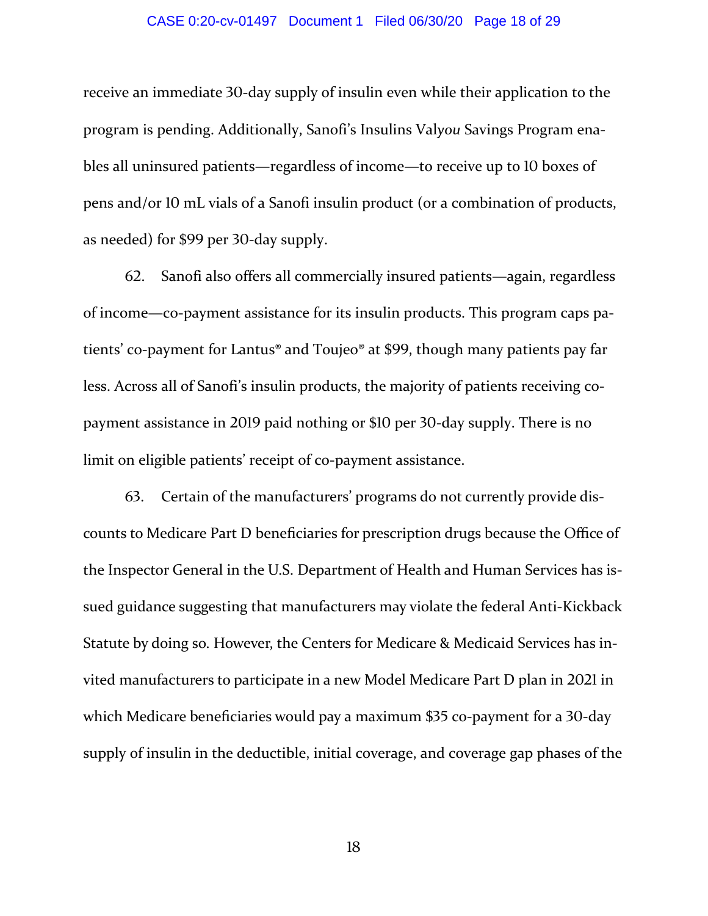receive an immediate 30-day supply of insulin even while their application to the program is pending. Additionally, Sanofi's Insulins Val*you* Savings Program enables all uninsured patients—regardless of income—to receive up to 10 boxes of pens and/or 10 mL vials of a Sanofi insulin product (or a combination of products, as needed) for $99 per 30-day supply.

62. Sanofi also offers all commercially insured patients—again, regardless of income—co-payment assistance for its insulin products. This program caps patients' co-payment for Lantus® and Toujeo® at $99, though many patients pay far less. Across all of Sanofi's insulin products, the majority of patients receiving co-payment assistance in 2019 paid nothing or $10 per 30-day supply. There is no limit on eligible patients' receipt of co-payment assistance.

63. Certain of the manufacturers' programs do not currently provide discounts to Medicare Part D beneficiaries for prescription drugs because the Office of the Inspector General in the U.S. Department of Health and Human Services has issued guidance suggesting that manufacturers may violate the federal Anti-Kickback Statute by doing so. However, the Centers for Medicare & Medicaid Services has invited manufacturers to participate in a new Model Medicare Part D plan in 2021 in which Medicare beneficiaries would pay a maximum $35 co-payment for a 30-day supply of insulin in the deductible, initial coverage, and coverage gap phases of the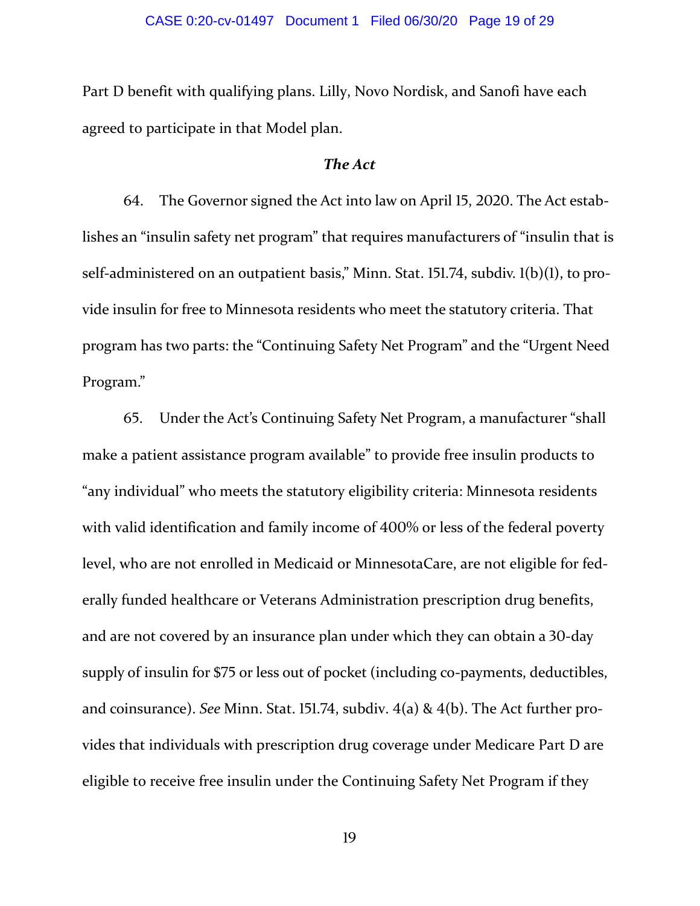Part D benefit with qualifying plans. Lilly, Novo Nordisk, and Sanofi have each agreed to participate in that Model plan.

### *The Act*

64. The Governor signed the Act into law on April 15, 2020. The Act establishes an "insulin safety net program" that requires manufacturers of "insulin that is self-administered on an outpatient basis," Minn. Stat. 151.74, subdiv. 1(b)(1), to provide insulin for free to Minnesota residents who meet the statutory criteria. That program has two parts: the "Continuing Safety Net Program" and the "Urgent Need Program."

65. Under the Act's Continuing Safety Net Program, a manufacturer "shall make a patient assistance program available" to provide free insulin products to "any individual" who meets the statutory eligibility criteria: Minnesota residents with valid identification and family income of 400% or less of the federal poverty level, who are not enrolled in Medicaid or MinnesotaCare, are not eligible for federally funded healthcare or Veterans Administration prescription drug benefits, and are not covered by an insurance plan under which they can obtain a 30-day supply of insulin for $75 or less out of pocket (including co-payments, deductibles, and coinsurance). *See* Minn. Stat. 151.74, subdiv. 4(a) & 4(b). The Act further provides that individuals with prescription drug coverage under Medicare Part D are eligible to receive free insulin under the Continuing Safety Net Program if they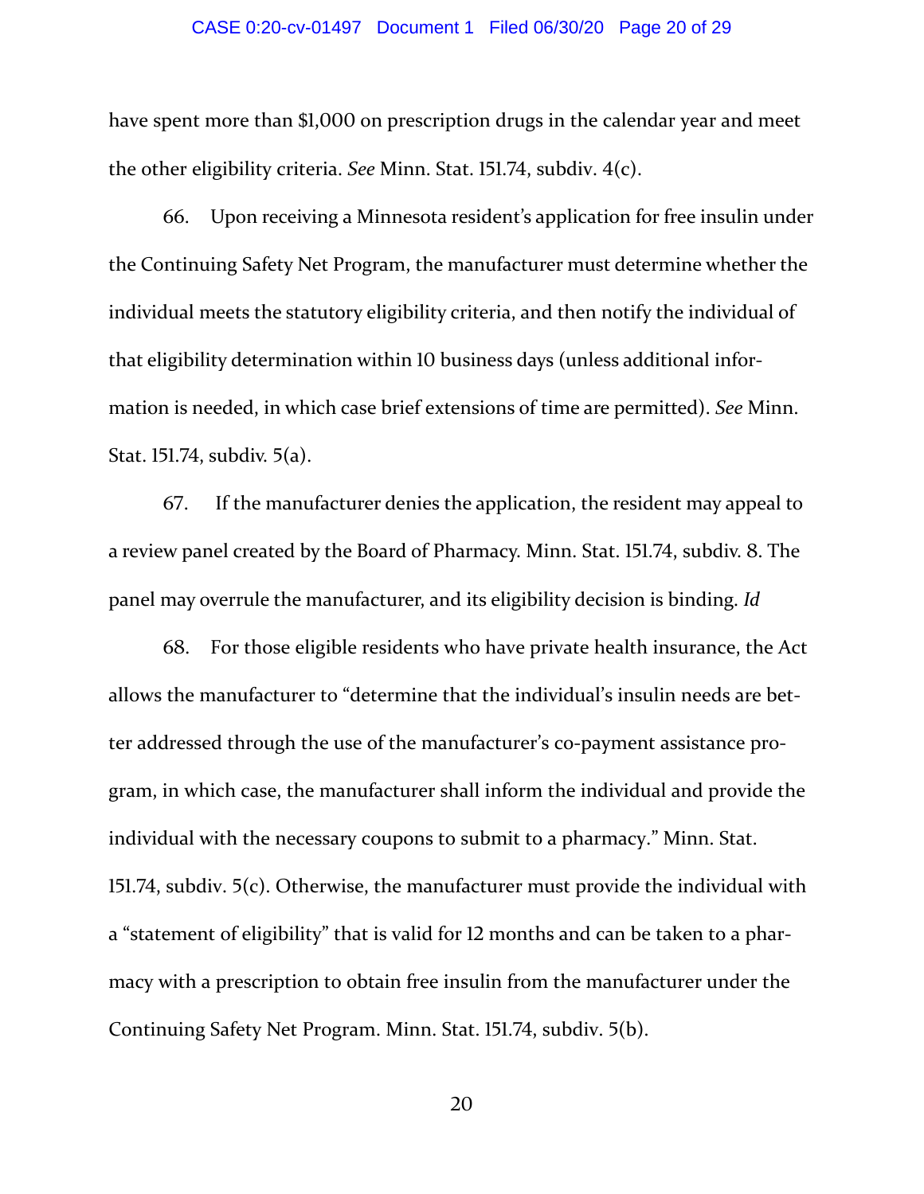have spent more than $1,000 on prescription drugs in the calendar year and meet the other eligibility criteria. *See* Minn. Stat. 151.74, subdiv. 4(c).

66. Upon receiving a Minnesota resident's application for free insulin under the Continuing Safety Net Program, the manufacturer must determine whether the individual meets the statutory eligibility criteria, and then notify the individual of that eligibility determination within 10 business days (unless additional information is needed, in which case brief extensions of time are permitted). *See* Minn. Stat. 151.74, subdiv. 5(a).

67. If the manufacturer denies the application, the resident may appeal to a review panel created by the Board of Pharmacy. Minn. Stat. 151.74, subdiv. 8. The panel may overrule the manufacturer, and its eligibility decision is binding. *Id*

68. For those eligible residents who have private health insurance, the Act allows the manufacturer to "determine that the individual's insulin needs are better addressed through the use of the manufacturer's co-payment assistance program, in which case, the manufacturer shall inform the individual and provide the individual with the necessary coupons to submit to a pharmacy." Minn. Stat. 151.74, subdiv. 5(c). Otherwise, the manufacturer must provide the individual with a "statement of eligibility" that is valid for 12 months and can be taken to a pharmacy with a prescription to obtain free insulin from the manufacturer under the Continuing Safety Net Program. Minn. Stat. 151.74, subdiv. 5(b).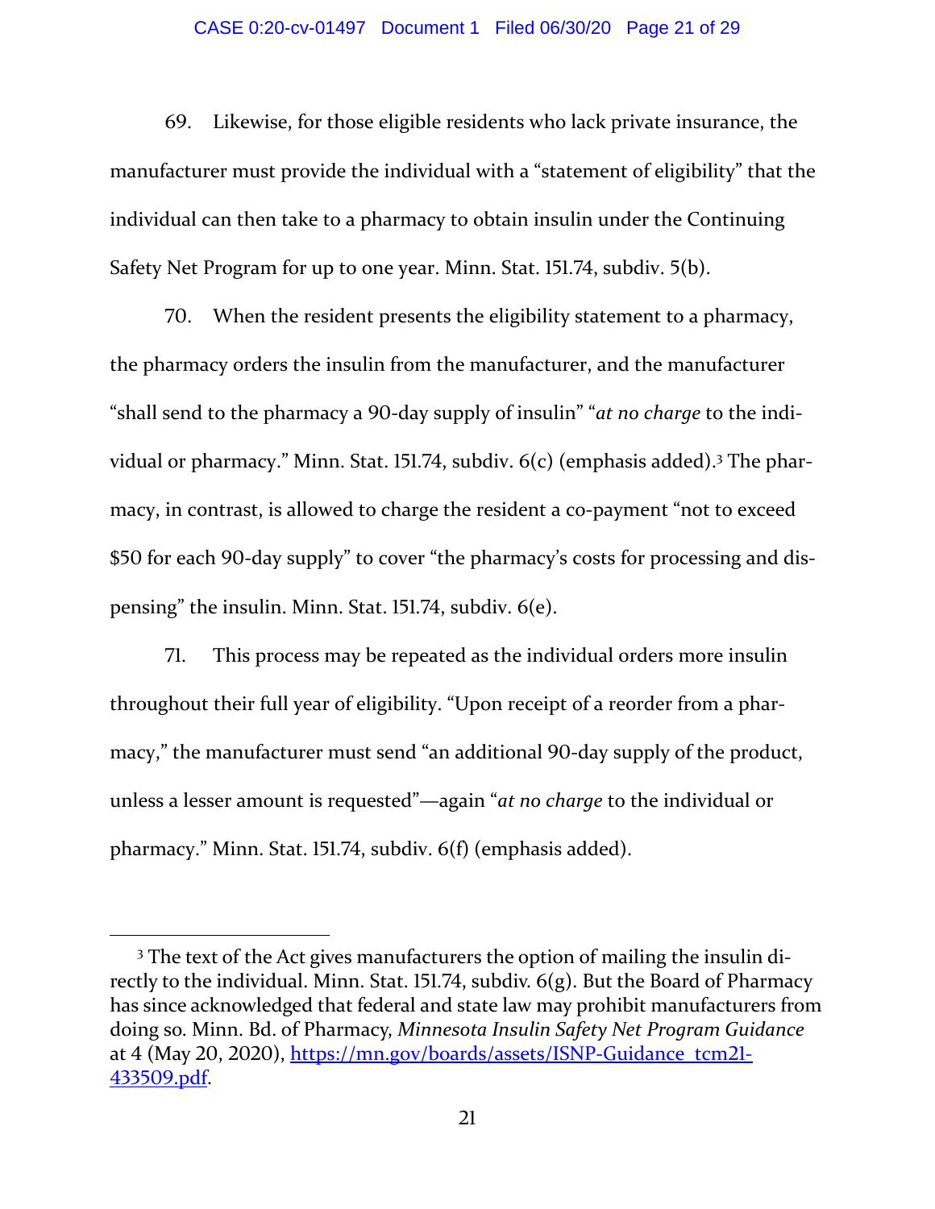69. Likewise, for those eligible residents who lack private insurance, the manufacturer must provide the individual with a "statement of eligibility" that the individual can then take to a pharmacy to obtain insulin under the Continuing Safety Net Program for up to one year. Minn. Stat. 151.74, subdiv. 5(b).

70. When the resident presents the eligibility statement to a pharmacy, the pharmacy orders the insulin from the manufacturer, and the manufacturer "shall send to the pharmacy a 90-day supply of insulin" "*at no charge* to the individual or pharmacy." Minn. Stat. 151.74, subdiv. 6(c) (emphasis added).[3] The pharmacy, in contrast, is allowed to charge the resident a co-payment "not to exceed $50 for each 90-day supply" to cover "the pharmacy's costs for processing and dispensing" the insulin. Minn. Stat. 151.74, subdiv. 6(e).

71. This process may be repeated as the individual orders more insulin throughout their full year of eligibility. "Upon receipt of a reorder from a pharmacy," the manufacturer must send "an additional 90-day supply of the product, unless a lesser amount is requested"—again "*at no charge* to the individual or pharmacy." Minn. Stat. 151.74, subdiv. 6(f) (emphasis added).

---

[3] The text of the Act gives manufacturers the option of mailing the insulin directly to the individual. Minn. Stat. 151.74, subdiv. 6(g). But the Board of Pharmacy has since acknowledged that federal and state law may prohibit manufacturers from doing so. Minn. Bd. of Pharmacy, *Minnesota Insulin Safety Net Program Guidance* at 4 (May 20, 2020), [https://mn.gov/boards/assets/ISNP-Guidance_tcm21-433509.pdf](https://mn.gov/boards/assets/ISNP-Guidance_tcm21-433509.pdf).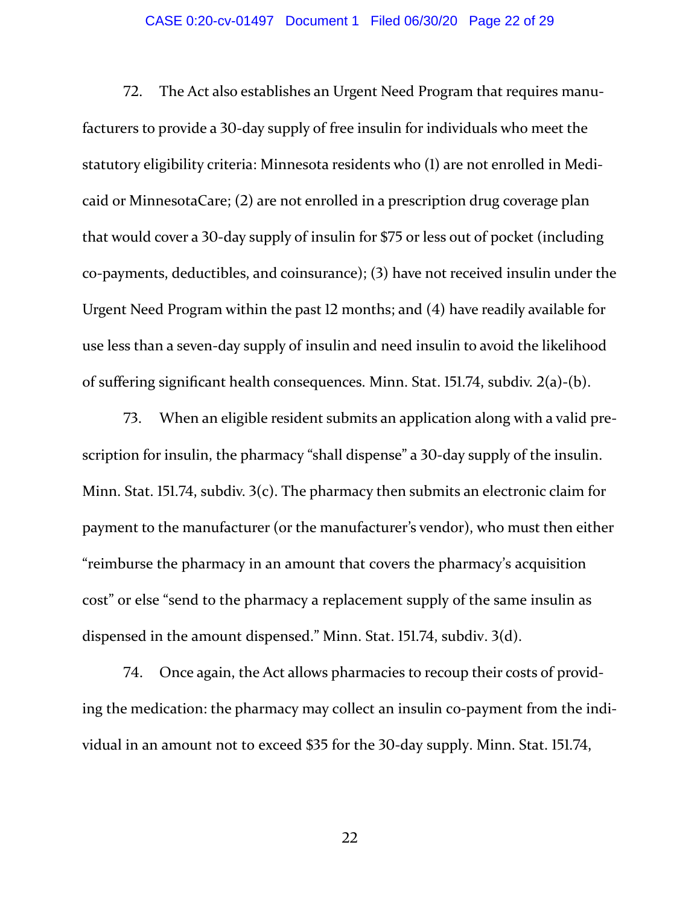72. The Act also establishes an Urgent Need Program that requires manufacturers to provide a 30-day supply of free insulin for individuals who meet the statutory eligibility criteria: Minnesota residents who (1) are not enrolled in Medicaid or MinnesotaCare; (2) are not enrolled in a prescription drug coverage plan that would cover a 30-day supply of insulin for $75 or less out of pocket (including co-payments, deductibles, and coinsurance); (3) have not received insulin under the Urgent Need Program within the past 12 months; and (4) have readily available for use less than a seven-day supply of insulin and need insulin to avoid the likelihood of suffering significant health consequences. Minn. Stat. 151.74, subdiv. 2(a)-(b).

73. When an eligible resident submits an application along with a valid prescription for insulin, the pharmacy "shall dispense" a 30-day supply of the insulin. Minn. Stat. 151.74, subdiv. 3(c). The pharmacy then submits an electronic claim for payment to the manufacturer (or the manufacturer's vendor), who must then either "reimburse the pharmacy in an amount that covers the pharmacy's acquisition cost" or else "send to the pharmacy a replacement supply of the same insulin as dispensed in the amount dispensed." Minn. Stat. 151.74, subdiv. 3(d).

74. Once again, the Act allows pharmacies to recoup their costs of providing the medication: the pharmacy may collect an insulin co-payment from the individual in an amount not to exceed $35 for the 30-day supply. Minn. Stat. 151.74,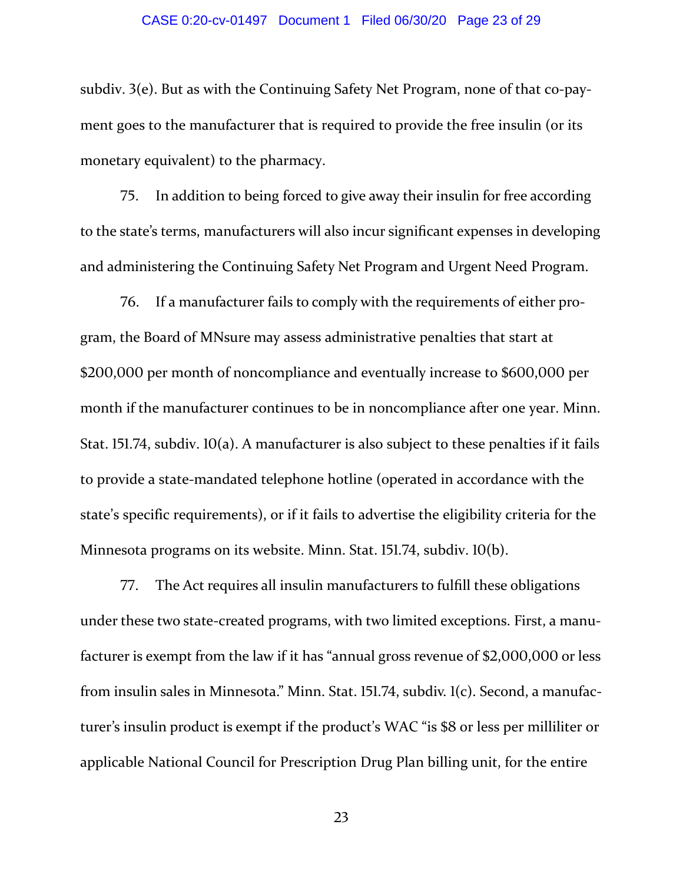subdiv. 3(e). But as with the Continuing Safety Net Program, none of that co-payment goes to the manufacturer that is required to provide the free insulin (or its monetary equivalent) to the pharmacy.

75. In addition to being forced to give away their insulin for free according to the state's terms, manufacturers will also incur significant expenses in developing and administering the Continuing Safety Net Program and Urgent Need Program.

76. If a manufacturer fails to comply with the requirements of either program, the Board of MNsure may assess administrative penalties that start at $200,000 per month of noncompliance and eventually increase to $600,000 per month if the manufacturer continues to be in noncompliance after one year. Minn. Stat. 151.74, subdiv. 10(a). A manufacturer is also subject to these penalties if it fails to provide a state-mandated telephone hotline (operated in accordance with the state's specific requirements), or if it fails to advertise the eligibility criteria for the Minnesota programs on its website. Minn. Stat. 151.74, subdiv. 10(b).

77. The Act requires all insulin manufacturers to fulfill these obligations under these two state-created programs, with two limited exceptions. First, a manufacturer is exempt from the law if it has "annual gross revenue of $2,000,000 or less from insulin sales in Minnesota." Minn. Stat. 151.74, subdiv. 1(c). Second, a manufacturer's insulin product is exempt if the product's WAC "is $8 or less per milliliter or applicable National Council for Prescription Drug Plan billing unit, for the entire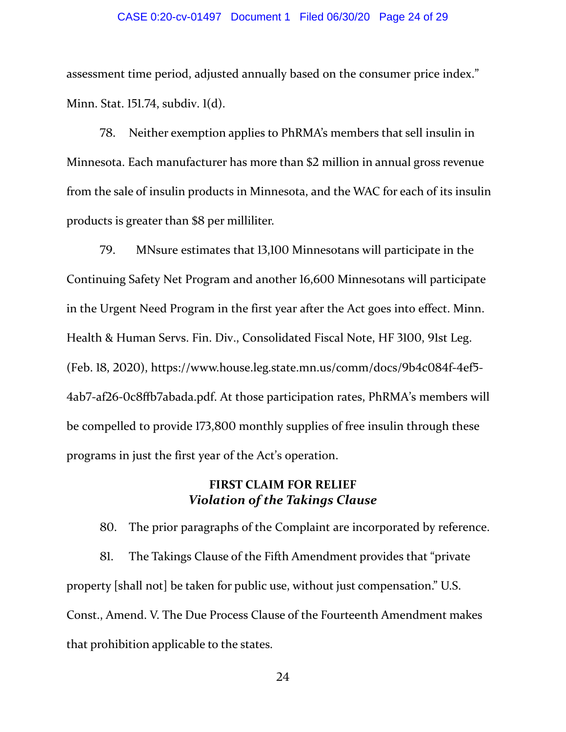assessment time period, adjusted annually based on the consumer price index." Minn. Stat. 151.74, subdiv. 1(d).

78. Neither exemption applies to PhRMA's members that sell insulin in Minnesota. Each manufacturer has more than $2 million in annual gross revenue from the sale of insulin products in Minnesota, and the WAC for each of its insulin products is greater than $8 per milliliter.

79. MNsure estimates that 13,100 Minnesotans will participate in the Continuing Safety Net Program and another 16,600 Minnesotans will participate in the Urgent Need Program in the first year after the Act goes into effect. Minn. Health & Human Servs. Fin. Div., Consolidated Fiscal Note, HF 3100, 91st Leg. (Feb. 18, 2020), https://www.house.leg.state.mn.us/comm/docs/9b4c084f-4ef5-4ab7-af26-0c8ffb7abada.pdf. At those participation rates, PhRMA's members will be compelled to provide 173,800 monthly supplies of free insulin through these programs in just the first year of the Act's operation.

**FIRST CLAIM FOR RELIEF**
***Violation of the Takings Clause***

80. The prior paragraphs of the Complaint are incorporated by reference.

81. The Takings Clause of the Fifth Amendment provides that "private property [shall not] be taken for public use, without just compensation." U.S. Const., Amend. V. The Due Process Clause of the Fourteenth Amendment makes that prohibition applicable to the states.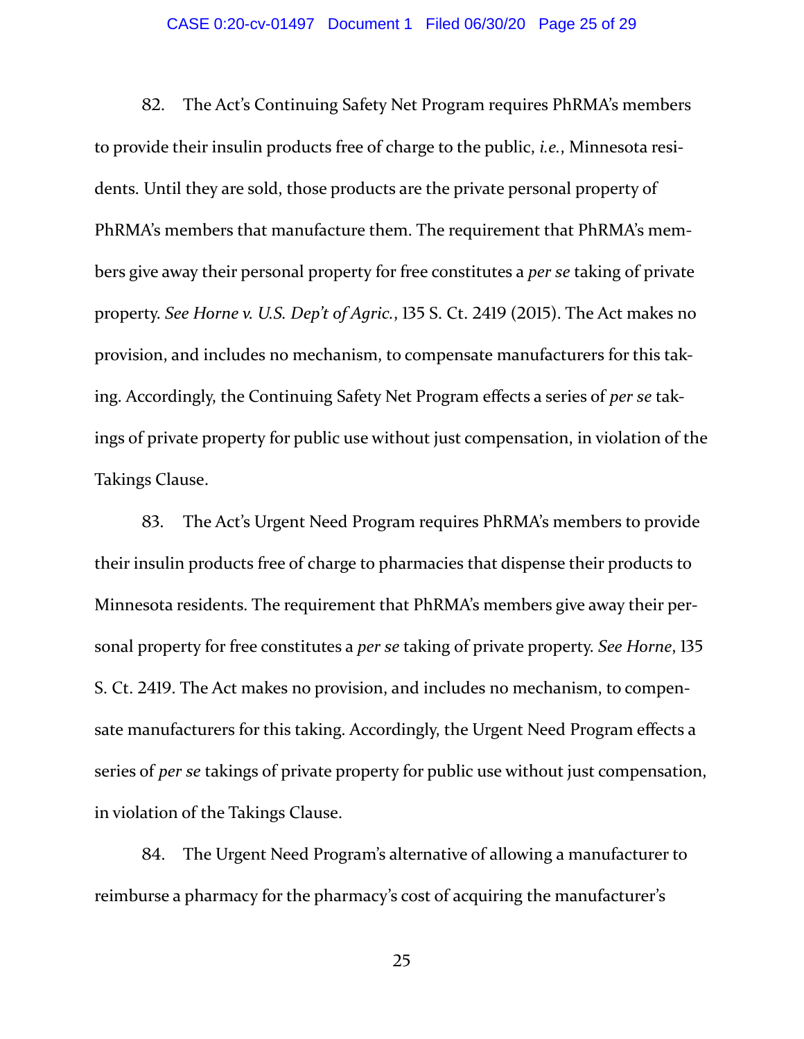82. The Act's Continuing Safety Net Program requires PhRMA's members to provide their insulin products free of charge to the public, *i.e.*, Minnesota residents. Until they are sold, those products are the private personal property of PhRMA's members that manufacture them. The requirement that PhRMA's members give away their personal property for free constitutes a *per se* taking of private property. *See Horne v. U.S. Dep't of Agric.*, 135 S. Ct. 2419 (2015). The Act makes no provision, and includes no mechanism, to compensate manufacturers for this taking. Accordingly, the Continuing Safety Net Program effects a series of *per se* takings of private property for public use without just compensation, in violation of the Takings Clause.

83. The Act's Urgent Need Program requires PhRMA's members to provide their insulin products free of charge to pharmacies that dispense their products to Minnesota residents. The requirement that PhRMA's members give away their personal property for free constitutes a *per se* taking of private property. *See Horne*, 135 S. Ct. 2419. The Act makes no provision, and includes no mechanism, to compensate manufacturers for this taking. Accordingly, the Urgent Need Program effects a series of *per se* takings of private property for public use without just compensation, in violation of the Takings Clause.

84. The Urgent Need Program's alternative of allowing a manufacturer to reimburse a pharmacy for the pharmacy's cost of acquiring the manufacturer's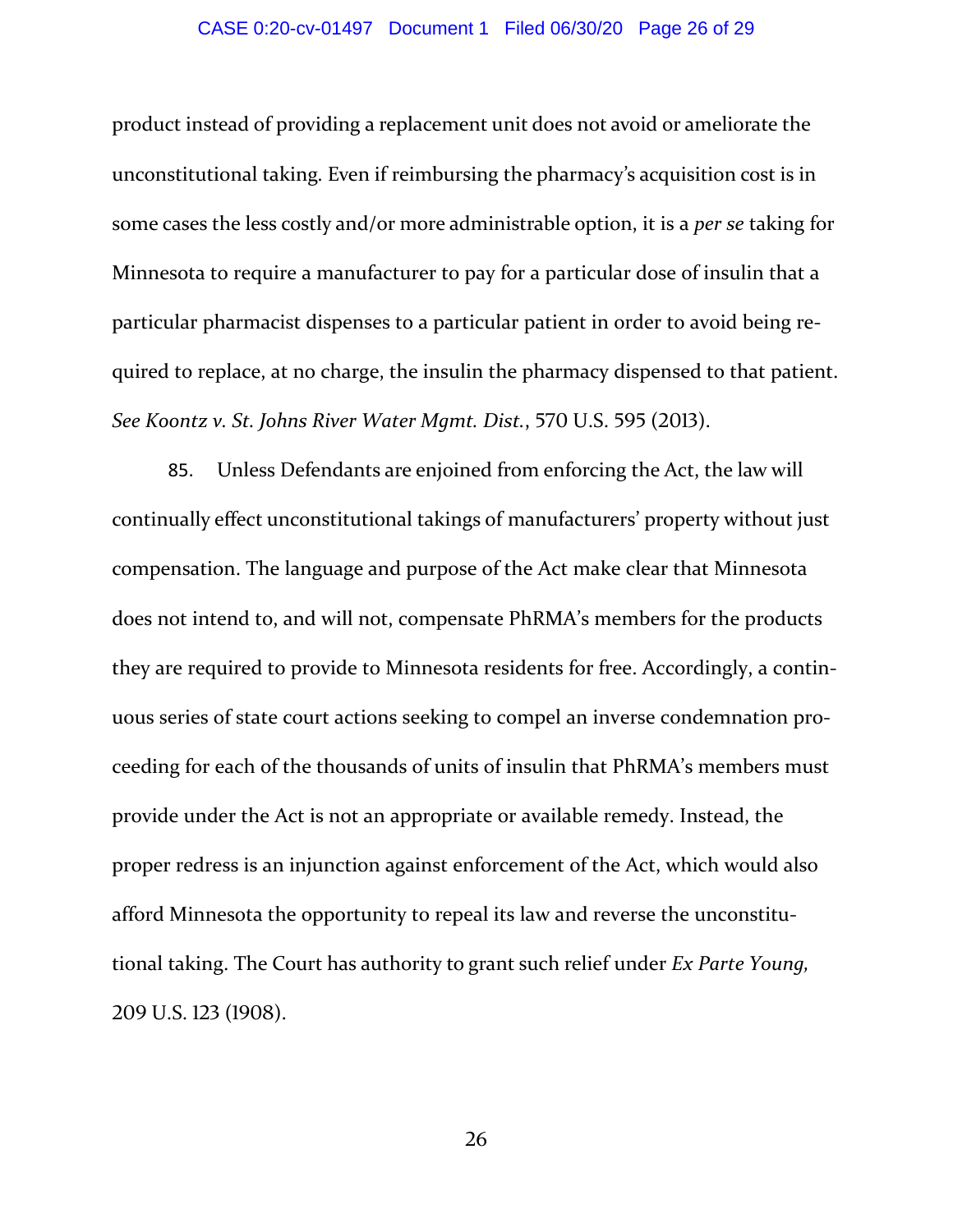product instead of providing a replacement unit does not avoid or ameliorate the unconstitutional taking. Even if reimbursing the pharmacy's acquisition cost is in some cases the less costly and/or more administrable option, it is a *per se* taking for Minnesota to require a manufacturer to pay for a particular dose of insulin that a particular pharmacist dispenses to a particular patient in order to avoid being required to replace, at no charge, the insulin the pharmacy dispensed to that patient. *See Koontz v. St. Johns River Water Mgmt. Dist.*, 570 U.S. 595 (2013).

85. Unless Defendants are enjoined from enforcing the Act, the law will continually effect unconstitutional takings of manufacturers' property without just compensation. The language and purpose of the Act make clear that Minnesota does not intend to, and will not, compensate PhRMA's members for the products they are required to provide to Minnesota residents for free. Accordingly, a continuous series of state court actions seeking to compel an inverse condemnation proceeding for each of the thousands of units of insulin that PhRMA's members must provide under the Act is not an appropriate or available remedy. Instead, the proper redress is an injunction against enforcement of the Act, which would also afford Minnesota the opportunity to repeal its law and reverse the unconstitutional taking. The Court has authority to grant such relief under *Ex Parte Young,* 209 U.S. 123 (1908).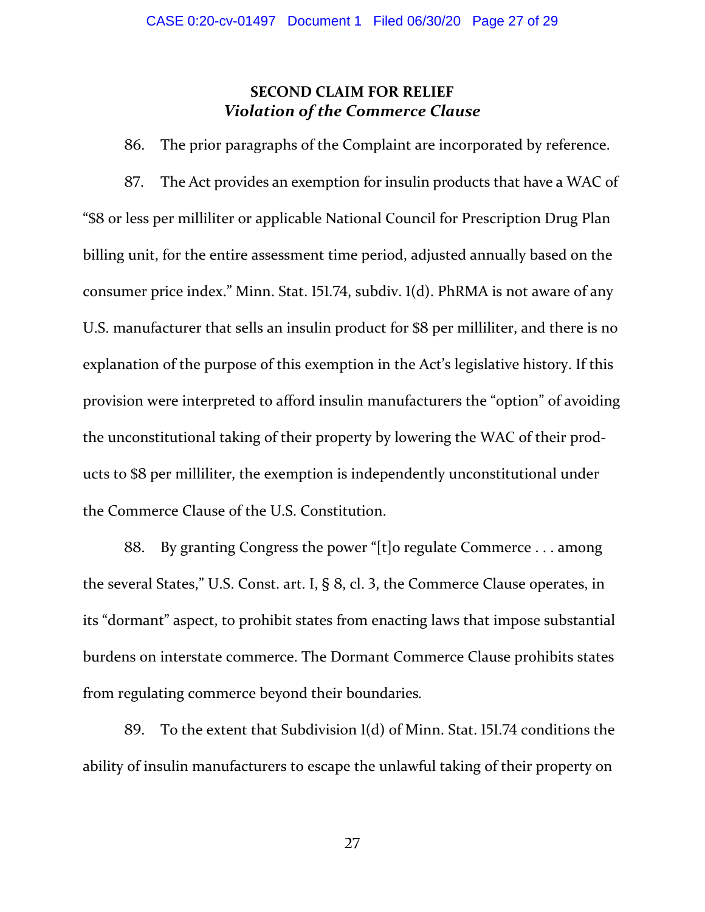## SECOND CLAIM FOR RELIEF
### *Violation of the Commerce Clause*

86. The prior paragraphs of the Complaint are incorporated by reference.

87. The Act provides an exemption for insulin products that have a WAC of "$8 or less per milliliter or applicable National Council for Prescription Drug Plan billing unit, for the entire assessment time period, adjusted annually based on the consumer price index." Minn. Stat. 151.74, subdiv. 1(d). PhRMA is not aware of any U.S. manufacturer that sells an insulin product for $8 per milliliter, and there is no explanation of the purpose of this exemption in the Act's legislative history. If this provision were interpreted to afford insulin manufacturers the "option" of avoiding the unconstitutional taking of their property by lowering the WAC of their products to $8 per milliliter, the exemption is independently unconstitutional under the Commerce Clause of the U.S. Constitution.

88. By granting Congress the power "[t]o regulate Commerce . . . among the several States," U.S. Const. art. I, § 8, cl. 3, the Commerce Clause operates, in its "dormant" aspect, to prohibit states from enacting laws that impose substantial burdens on interstate commerce. The Dormant Commerce Clause prohibits states from regulating commerce beyond their boundaries.

89. To the extent that Subdivision 1(d) of Minn. Stat. 151.74 conditions the ability of insulin manufacturers to escape the unlawful taking of their property on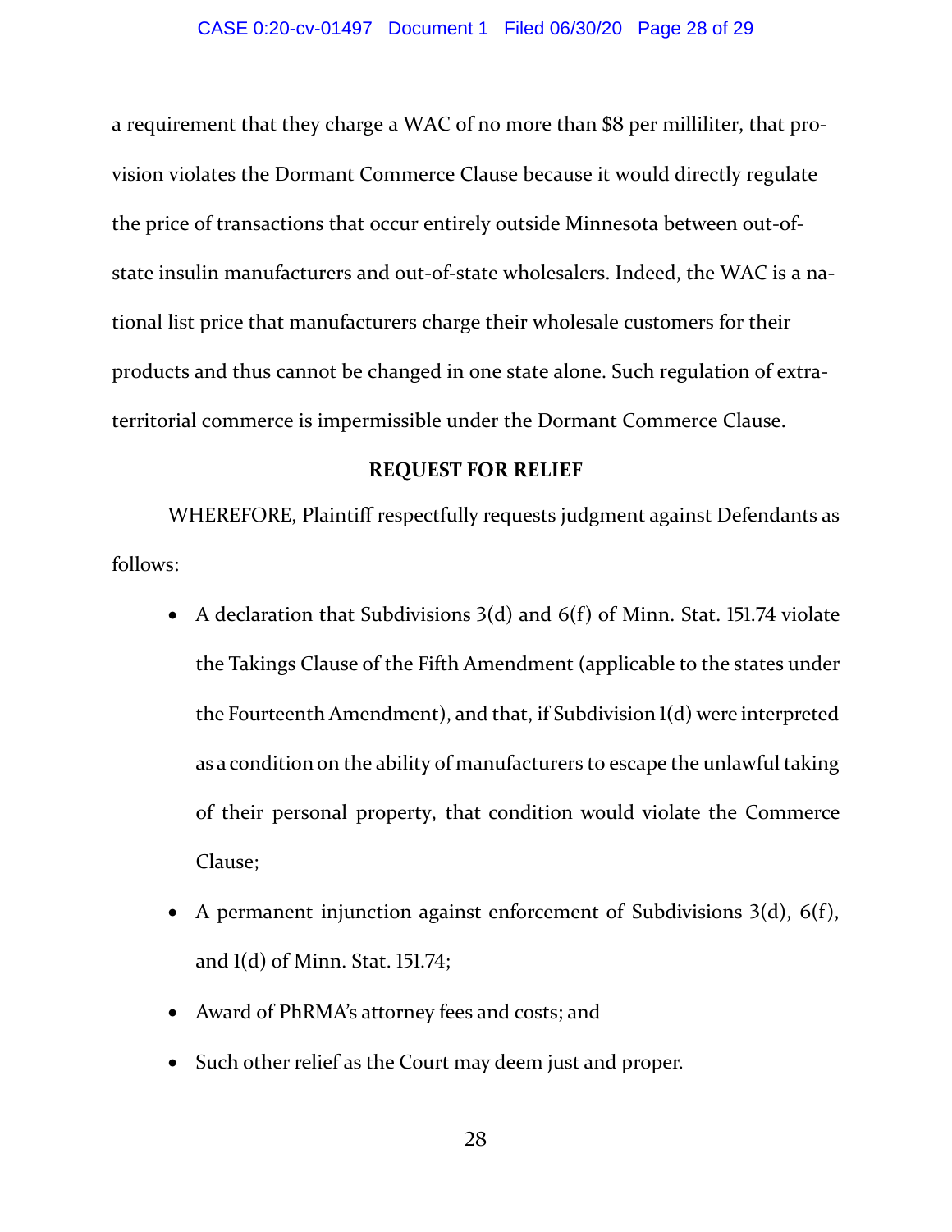a requirement that they charge a WAC of no more than $8 per milliliter, that provision violates the Dormant Commerce Clause because it would directly regulate the price of transactions that occur entirely outside Minnesota between out-of-state insulin manufacturers and out-of-state wholesalers. Indeed, the WAC is a national list price that manufacturers charge their wholesale customers for their products and thus cannot be changed in one state alone. Such regulation of extraterritorial commerce is impermissible under the Dormant Commerce Clause.

**REQUEST FOR RELIEF**

WHEREFORE, Plaintiff respectfully requests judgment against Defendants as follows:

- A declaration that Subdivisions 3(d) and 6(f) of Minn. Stat. 151.74 violate the Takings Clause of the Fifth Amendment (applicable to the states under the Fourteenth Amendment), and that, if Subdivision 1(d) were interpreted as a condition on the ability of manufacturers to escape the unlawful taking of their personal property, that condition would violate the Commerce Clause;
- A permanent injunction against enforcement of Subdivisions 3(d), 6(f), and 1(d) of Minn. Stat. 151.74;
- Award of PhRMA's attorney fees and costs; and
- Such other relief as the Court may deem just and proper.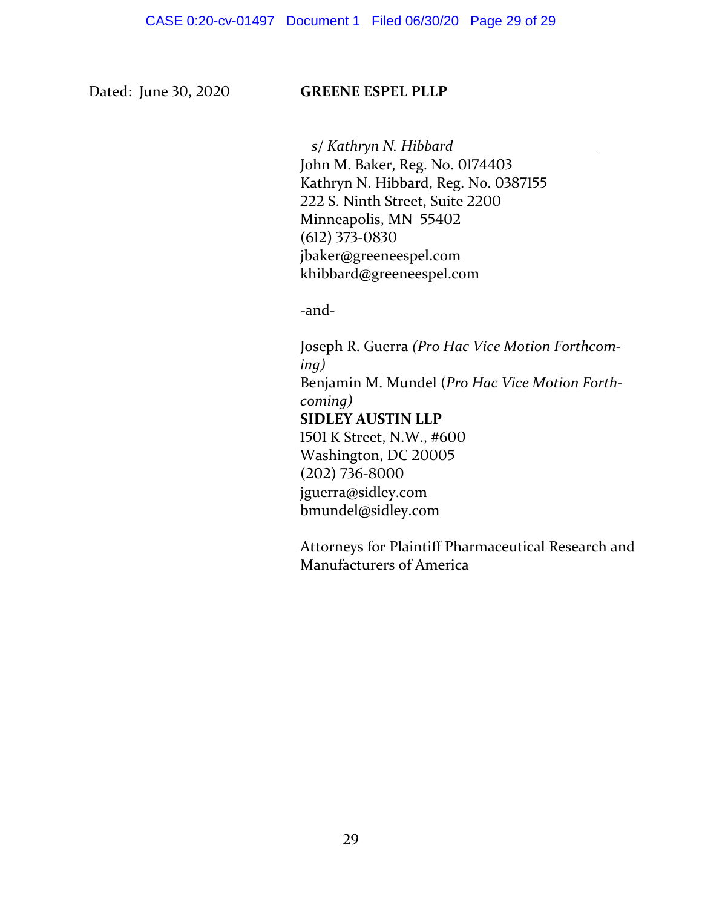Dated: June 30, 2020

**GREENE ESPEL PLLP**

*s/ Kathryn N. Hibbard*
John M. Baker, Reg. No. 0174403
Kathryn N. Hibbard, Reg. No. 0387155
222 S. Ninth Street, Suite 2200
Minneapolis, MN 55402
(612) 373-0830
jbaker@greeneespel.com
khibbard@greeneespel.com

-and-

Joseph R. Guerra *(Pro Hac Vice Motion Forthcoming)*
Benjamin M. Mundel (*Pro Hac Vice Motion Forthcoming)*
**SIDLEY AUSTIN LLP**
1501 K Street, N.W., #600
Washington, DC 20005
(202) 736-8000
jguerra@sidley.com
bmundel@sidley.com

Attorneys for Plaintiff Pharmaceutical Research and Manufacturers of America